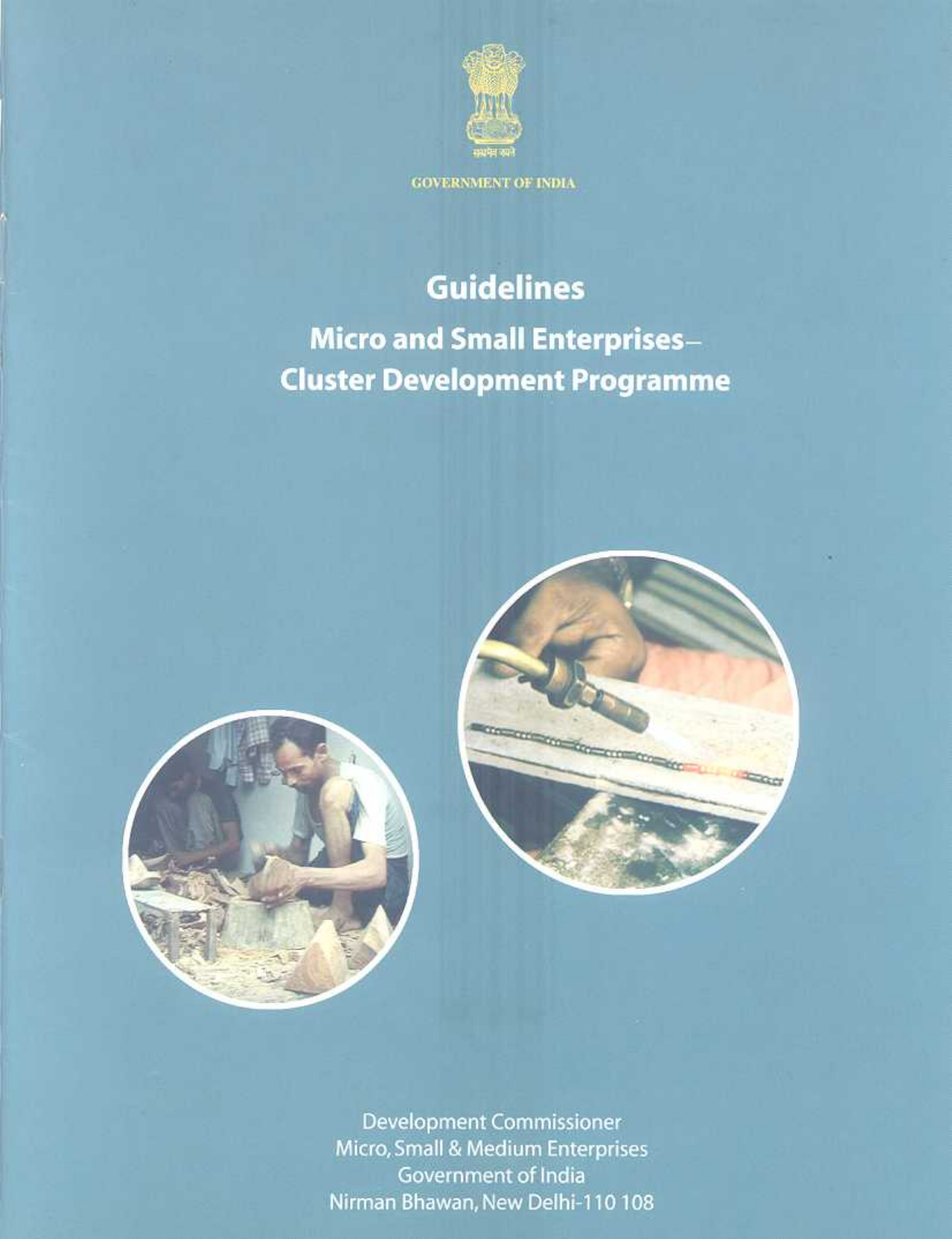सत्यमेव जयते

GOVERNMENT OF INDIA

# Guidelines

## Micro and Small Enterprises– Cluster Development Programme

Development Commissioner
Micro, Small & Medium Enterprises
Government of India
Nirman Bhawan, New Delhi-110 108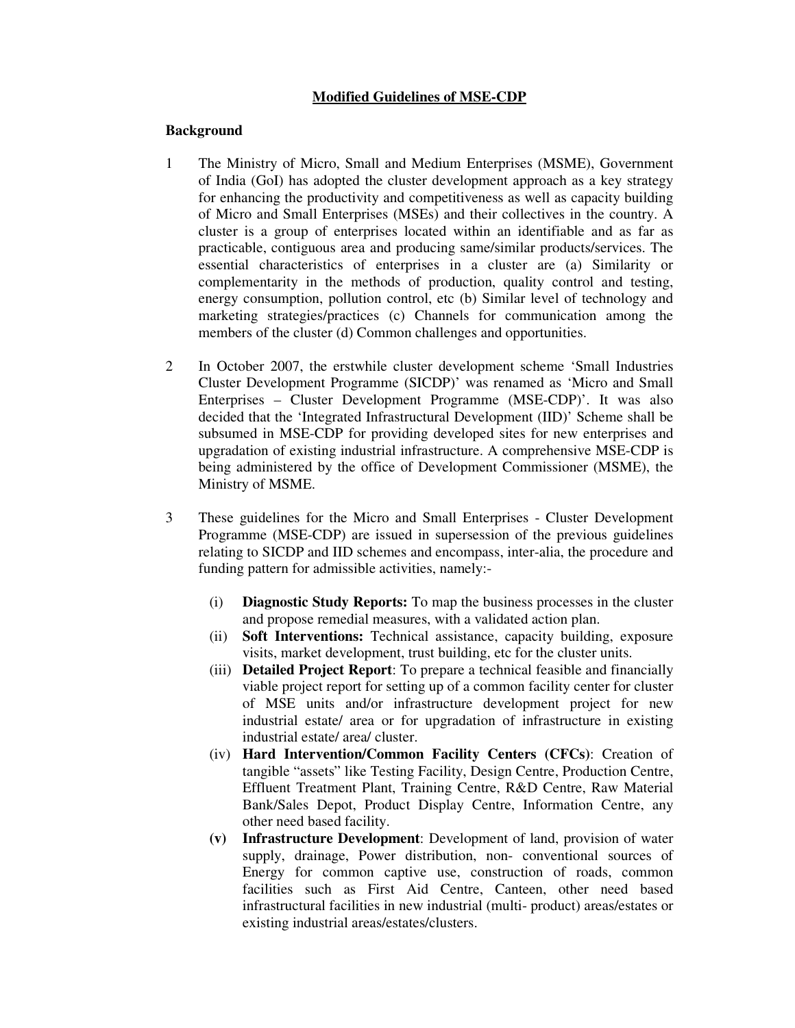## Modified Guidelines of MSE-CDP

### Background

1. The Ministry of Micro, Small and Medium Enterprises (MSME), Government of India (GoI) has adopted the cluster development approach as a key strategy for enhancing the productivity and competitiveness as well as capacity building of Micro and Small Enterprises (MSEs) and their collectives in the country. A cluster is a group of enterprises located within an identifiable and as far as practicable, contiguous area and producing same/similar products/services. The essential characteristics of enterprises in a cluster are (a) Similarity or complementarity in the methods of production, quality control and testing, energy consumption, pollution control, etc (b) Similar level of technology and marketing strategies/practices (c) Channels for communication among the members of the cluster (d) Common challenges and opportunities.

2. In October 2007, the erstwhile cluster development scheme 'Small Industries Cluster Development Programme (SICDP)' was renamed as 'Micro and Small Enterprises – Cluster Development Programme (MSE-CDP)'. It was also decided that the 'Integrated Infrastructural Development (IID)' Scheme shall be subsumed in MSE-CDP for providing developed sites for new enterprises and upgradation of existing industrial infrastructure. A comprehensive MSE-CDP is being administered by the office of Development Commissioner (MSME), the Ministry of MSME.

3. These guidelines for the Micro and Small Enterprises - Cluster Development Programme (MSE-CDP) are issued in supersession of the previous guidelines relating to SICDP and IID schemes and encompass, inter-alia, the procedure and funding pattern for admissible activities, namely:-

   (i) **Diagnostic Study Reports:** To map the business processes in the cluster and propose remedial measures, with a validated action plan.

   (ii) **Soft Interventions:** Technical assistance, capacity building, exposure visits, market development, trust building, etc for the cluster units.

   (iii) **Detailed Project Report**: To prepare a technical feasible and financially viable project report for setting up of a common facility center for cluster of MSE units and/or infrastructure development project for new industrial estate/ area or for upgradation of infrastructure in existing industrial estate/ area/ cluster.

   (iv) **Hard Intervention/Common Facility Centers (CFCs)**: Creation of tangible "assets" like Testing Facility, Design Centre, Production Centre, Effluent Treatment Plant, Training Centre, R&D Centre, Raw Material Bank/Sales Depot, Product Display Centre, Information Centre, any other need based facility.

   **(v)** **Infrastructure Development**: Development of land, provision of water supply, drainage, Power distribution, non- conventional sources of Energy for common captive use, construction of roads, common facilities such as First Aid Centre, Canteen, other need based infrastructural facilities in new industrial (multi- product) areas/estates or existing industrial areas/estates/clusters.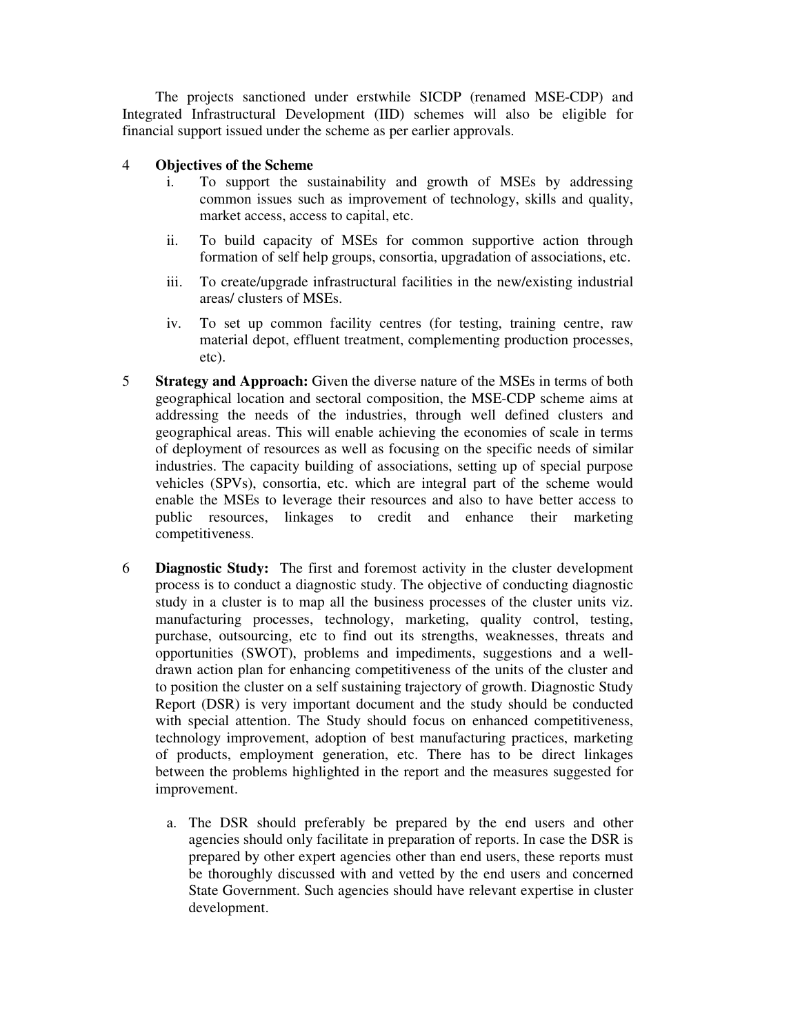The projects sanctioned under erstwhile SICDP (renamed MSE-CDP) and Integrated Infrastructural Development (IID) schemes will also be eligible for financial support issued under the scheme as per earlier approvals.

4 **Objectives of the Scheme**

i. To support the sustainability and growth of MSEs by addressing common issues such as improvement of technology, skills and quality, market access, access to capital, etc.

ii. To build capacity of MSEs for common supportive action through formation of self help groups, consortia, upgradation of associations, etc.

iii. To create/upgrade infrastructural facilities in the new/existing industrial areas/ clusters of MSEs.

iv. To set up common facility centres (for testing, training centre, raw material depot, effluent treatment, complementing production processes, etc).

5 **Strategy and Approach:** Given the diverse nature of the MSEs in terms of both geographical location and sectoral composition, the MSE-CDP scheme aims at addressing the needs of the industries, through well defined clusters and geographical areas. This will enable achieving the economies of scale in terms of deployment of resources as well as focusing on the specific needs of similar industries. The capacity building of associations, setting up of special purpose vehicles (SPVs), consortia, etc. which are integral part of the scheme would enable the MSEs to leverage their resources and also to have better access to public resources, linkages to credit and enhance their marketing competitiveness.

6 **Diagnostic Study:** The first and foremost activity in the cluster development process is to conduct a diagnostic study. The objective of conducting diagnostic study in a cluster is to map all the business processes of the cluster units viz. manufacturing processes, technology, marketing, quality control, testing, purchase, outsourcing, etc to find out its strengths, weaknesses, threats and opportunities (SWOT), problems and impediments, suggestions and a well-drawn action plan for enhancing competitiveness of the units of the cluster and to position the cluster on a self sustaining trajectory of growth. Diagnostic Study Report (DSR) is very important document and the study should be conducted with special attention. The Study should focus on enhanced competitiveness, technology improvement, adoption of best manufacturing practices, marketing of products, employment generation, etc. There has to be direct linkages between the problems highlighted in the report and the measures suggested for improvement.

a. The DSR should preferably be prepared by the end users and other agencies should only facilitate in preparation of reports. In case the DSR is prepared by other expert agencies other than end users, these reports must be thoroughly discussed with and vetted by the end users and concerned State Government. Such agencies should have relevant expertise in cluster development.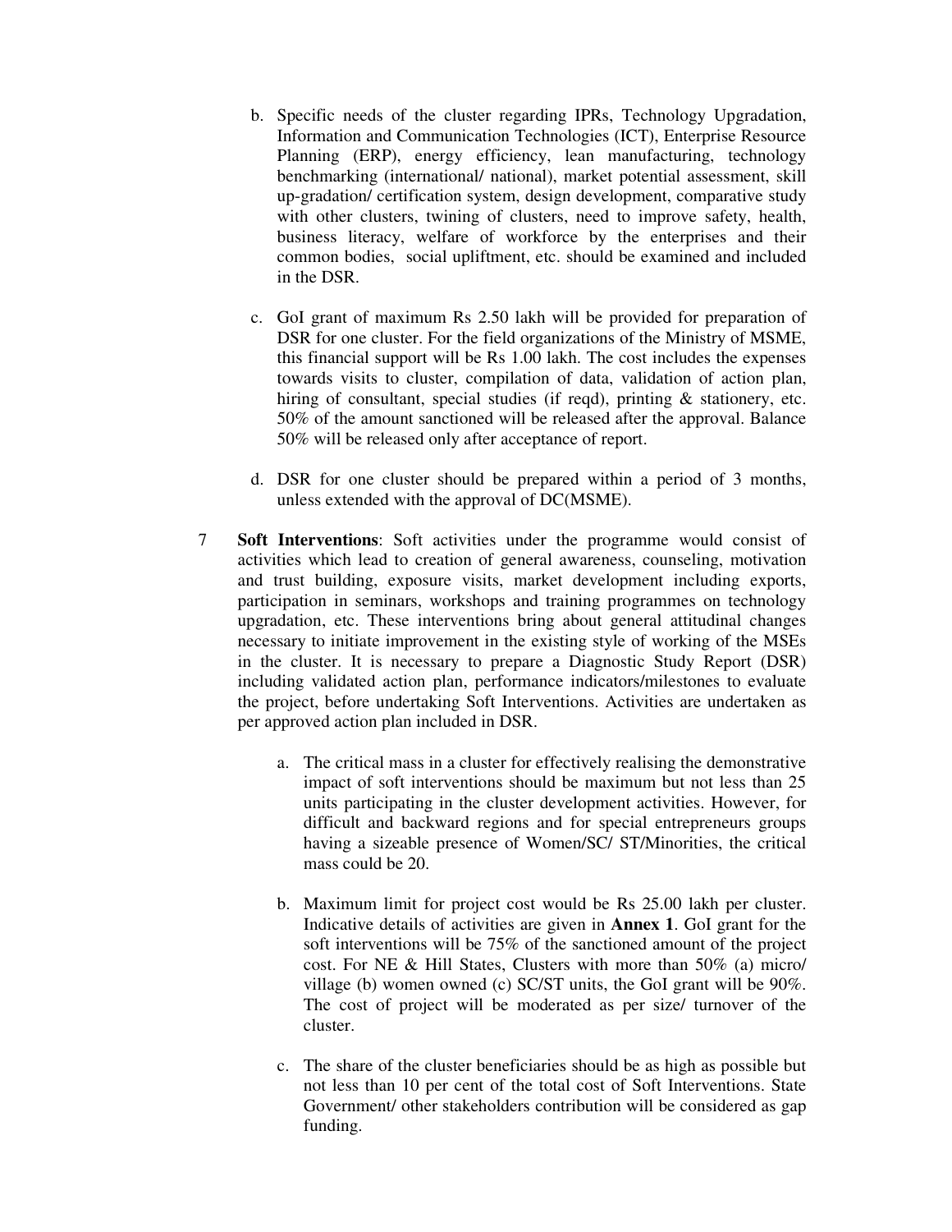b. Specific needs of the cluster regarding IPRs, Technology Upgradation, Information and Communication Technologies (ICT), Enterprise Resource Planning (ERP), energy efficiency, lean manufacturing, technology benchmarking (international/ national), market potential assessment, skill up-gradation/ certification system, design development, comparative study with other clusters, twining of clusters, need to improve safety, health, business literacy, welfare of workforce by the enterprises and their common bodies, social upliftment, etc. should be examined and included in the DSR.

c. GoI grant of maximum Rs 2.50 lakh will be provided for preparation of DSR for one cluster. For the field organizations of the Ministry of MSME, this financial support will be Rs 1.00 lakh. The cost includes the expenses towards visits to cluster, compilation of data, validation of action plan, hiring of consultant, special studies (if reqd), printing & stationery, etc. 50% of the amount sanctioned will be released after the approval. Balance 50% will be released only after acceptance of report.

d. DSR for one cluster should be prepared within a period of 3 months, unless extended with the approval of DC(MSME).

7 **Soft Interventions**: Soft activities under the programme would consist of activities which lead to creation of general awareness, counseling, motivation and trust building, exposure visits, market development including exports, participation in seminars, workshops and training programmes on technology upgradation, etc. These interventions bring about general attitudinal changes necessary to initiate improvement in the existing style of working of the MSEs in the cluster. It is necessary to prepare a Diagnostic Study Report (DSR) including validated action plan, performance indicators/milestones to evaluate the project, before undertaking Soft Interventions. Activities are undertaken as per approved action plan included in DSR.

a. The critical mass in a cluster for effectively realising the demonstrative impact of soft interventions should be maximum but not less than 25 units participating in the cluster development activities. However, for difficult and backward regions and for special entrepreneurs groups having a sizeable presence of Women/SC/ ST/Minorities, the critical mass could be 20.

b. Maximum limit for project cost would be Rs 25.00 lakh per cluster. Indicative details of activities are given in **Annex 1**. GoI grant for the soft interventions will be 75% of the sanctioned amount of the project cost. For NE & Hill States, Clusters with more than 50% (a) micro/ village (b) women owned (c) SC/ST units, the GoI grant will be 90%. The cost of project will be moderated as per size/ turnover of the cluster.

c. The share of the cluster beneficiaries should be as high as possible but not less than 10 per cent of the total cost of Soft Interventions. State Government/ other stakeholders contribution will be considered as gap funding.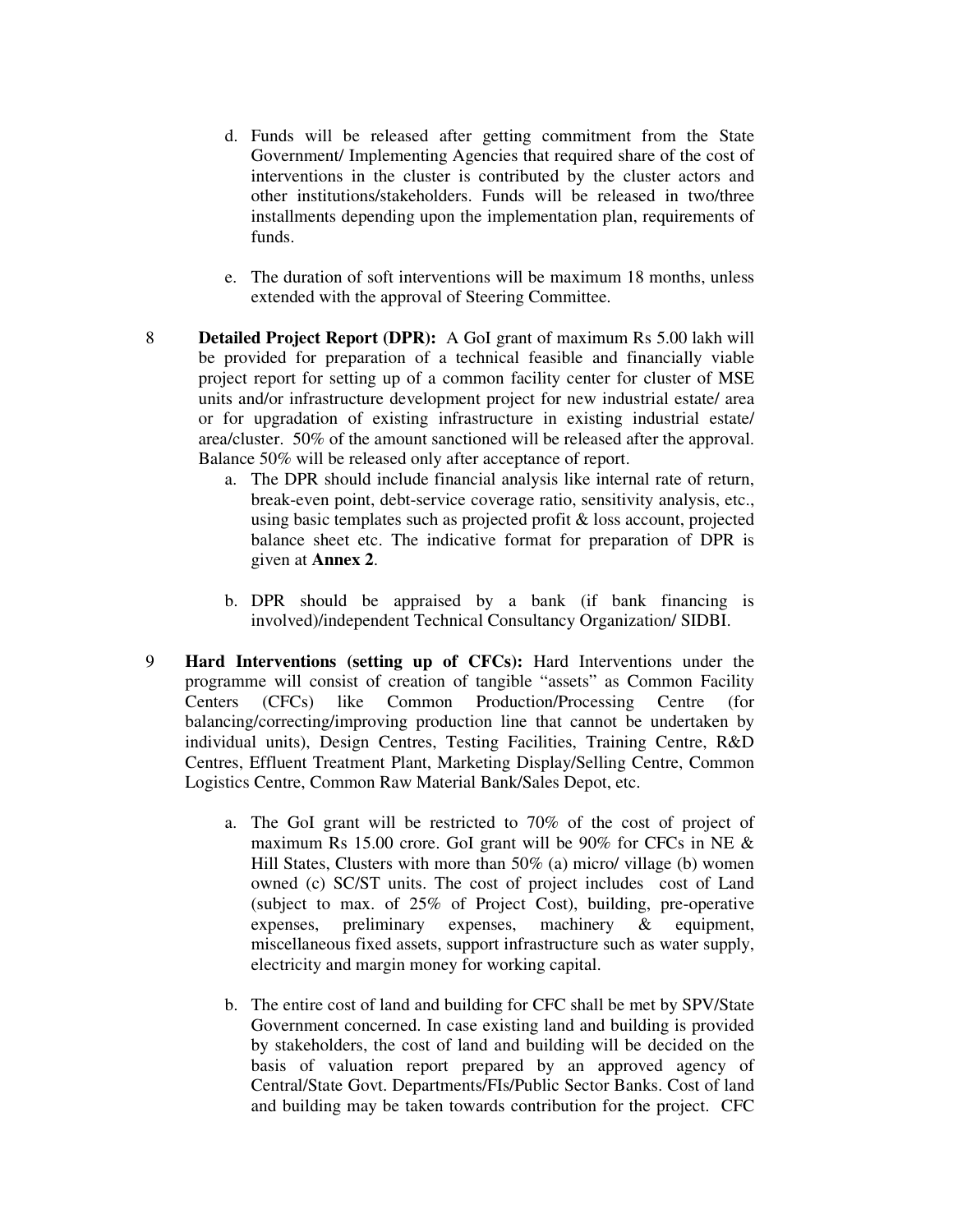d. Funds will be released after getting commitment from the State Government/ Implementing Agencies that required share of the cost of interventions in the cluster is contributed by the cluster actors and other institutions/stakeholders. Funds will be released in two/three installments depending upon the implementation plan, requirements of funds.

e. The duration of soft interventions will be maximum 18 months, unless extended with the approval of Steering Committee.

8 **Detailed Project Report (DPR):** A GoI grant of maximum Rs 5.00 lakh will be provided for preparation of a technical feasible and financially viable project report for setting up of a common facility center for cluster of MSE units and/or infrastructure development project for new industrial estate/ area or for upgradation of existing infrastructure in existing industrial estate/ area/cluster. 50% of the amount sanctioned will be released after the approval. Balance 50% will be released only after acceptance of report.

a. The DPR should include financial analysis like internal rate of return, break-even point, debt-service coverage ratio, sensitivity analysis, etc., using basic templates such as projected profit & loss account, projected balance sheet etc. The indicative format for preparation of DPR is given at **Annex 2**.

b. DPR should be appraised by a bank (if bank financing is involved)/independent Technical Consultancy Organization/ SIDBI.

9 **Hard Interventions (setting up of CFCs):** Hard Interventions under the programme will consist of creation of tangible "assets" as Common Facility Centers (CFCs) like Common Production/Processing Centre (for balancing/correcting/improving production line that cannot be undertaken by individual units), Design Centres, Testing Facilities, Training Centre, R&D Centres, Effluent Treatment Plant, Marketing Display/Selling Centre, Common Logistics Centre, Common Raw Material Bank/Sales Depot, etc.

a. The GoI grant will be restricted to 70% of the cost of project of maximum Rs 15.00 crore. GoI grant will be 90% for CFCs in NE & Hill States, Clusters with more than 50% (a) micro/ village (b) women owned (c) SC/ST units. The cost of project includes cost of Land (subject to max. of 25% of Project Cost), building, pre-operative expenses, preliminary expenses, machinery & equipment, miscellaneous fixed assets, support infrastructure such as water supply, electricity and margin money for working capital.

b. The entire cost of land and building for CFC shall be met by SPV/State Government concerned. In case existing land and building is provided by stakeholders, the cost of land and building will be decided on the basis of valuation report prepared by an approved agency of Central/State Govt. Departments/FIs/Public Sector Banks. Cost of land and building may be taken towards contribution for the project. CFC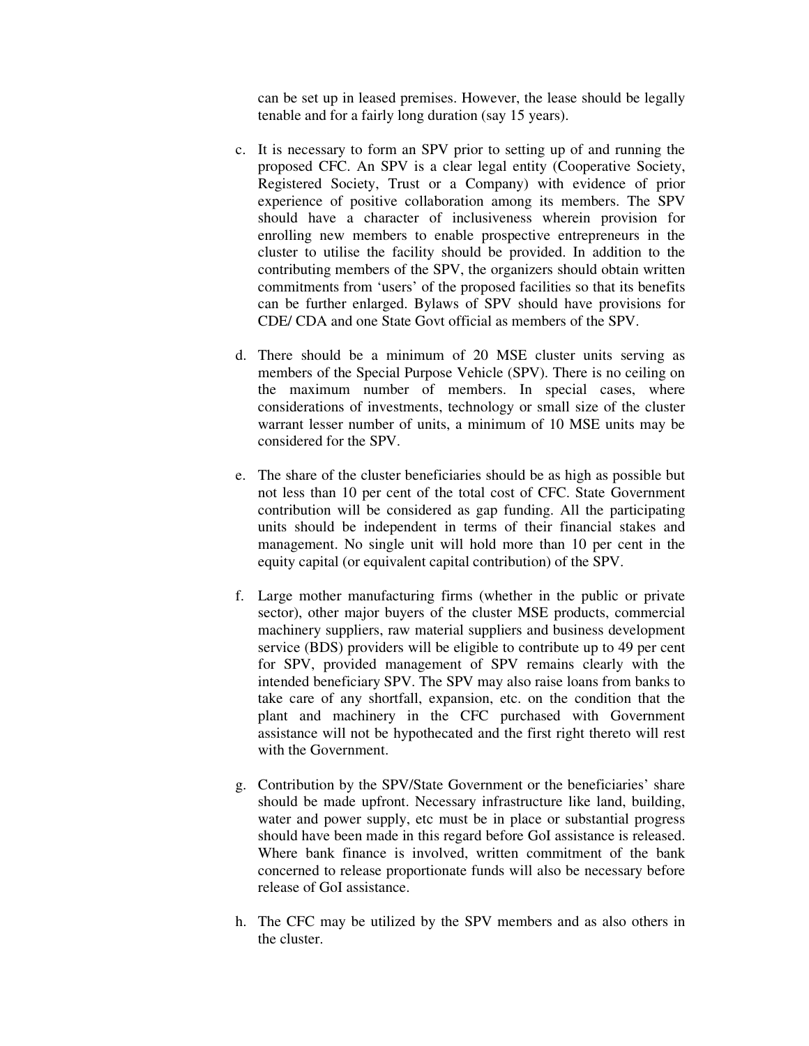can be set up in leased premises. However, the lease should be legally tenable and for a fairly long duration (say 15 years).

c. It is necessary to form an SPV prior to setting up of and running the proposed CFC. An SPV is a clear legal entity (Cooperative Society, Registered Society, Trust or a Company) with evidence of prior experience of positive collaboration among its members. The SPV should have a character of inclusiveness wherein provision for enrolling new members to enable prospective entrepreneurs in the cluster to utilise the facility should be provided. In addition to the contributing members of the SPV, the organizers should obtain written commitments from 'users' of the proposed facilities so that its benefits can be further enlarged. Bylaws of SPV should have provisions for CDE/ CDA and one State Govt official as members of the SPV.

d. There should be a minimum of 20 MSE cluster units serving as members of the Special Purpose Vehicle (SPV). There is no ceiling on the maximum number of members. In special cases, where considerations of investments, technology or small size of the cluster warrant lesser number of units, a minimum of 10 MSE units may be considered for the SPV.

e. The share of the cluster beneficiaries should be as high as possible but not less than 10 per cent of the total cost of CFC. State Government contribution will be considered as gap funding. All the participating units should be independent in terms of their financial stakes and management. No single unit will hold more than 10 per cent in the equity capital (or equivalent capital contribution) of the SPV.

f. Large mother manufacturing firms (whether in the public or private sector), other major buyers of the cluster MSE products, commercial machinery suppliers, raw material suppliers and business development service (BDS) providers will be eligible to contribute up to 49 per cent for SPV, provided management of SPV remains clearly with the intended beneficiary SPV. The SPV may also raise loans from banks to take care of any shortfall, expansion, etc. on the condition that the plant and machinery in the CFC purchased with Government assistance will not be hypothecated and the first right thereto will rest with the Government.

g. Contribution by the SPV/State Government or the beneficiaries' share should be made upfront. Necessary infrastructure like land, building, water and power supply, etc must be in place or substantial progress should have been made in this regard before GoI assistance is released. Where bank finance is involved, written commitment of the bank concerned to release proportionate funds will also be necessary before release of GoI assistance.

h. The CFC may be utilized by the SPV members and as also others in the cluster.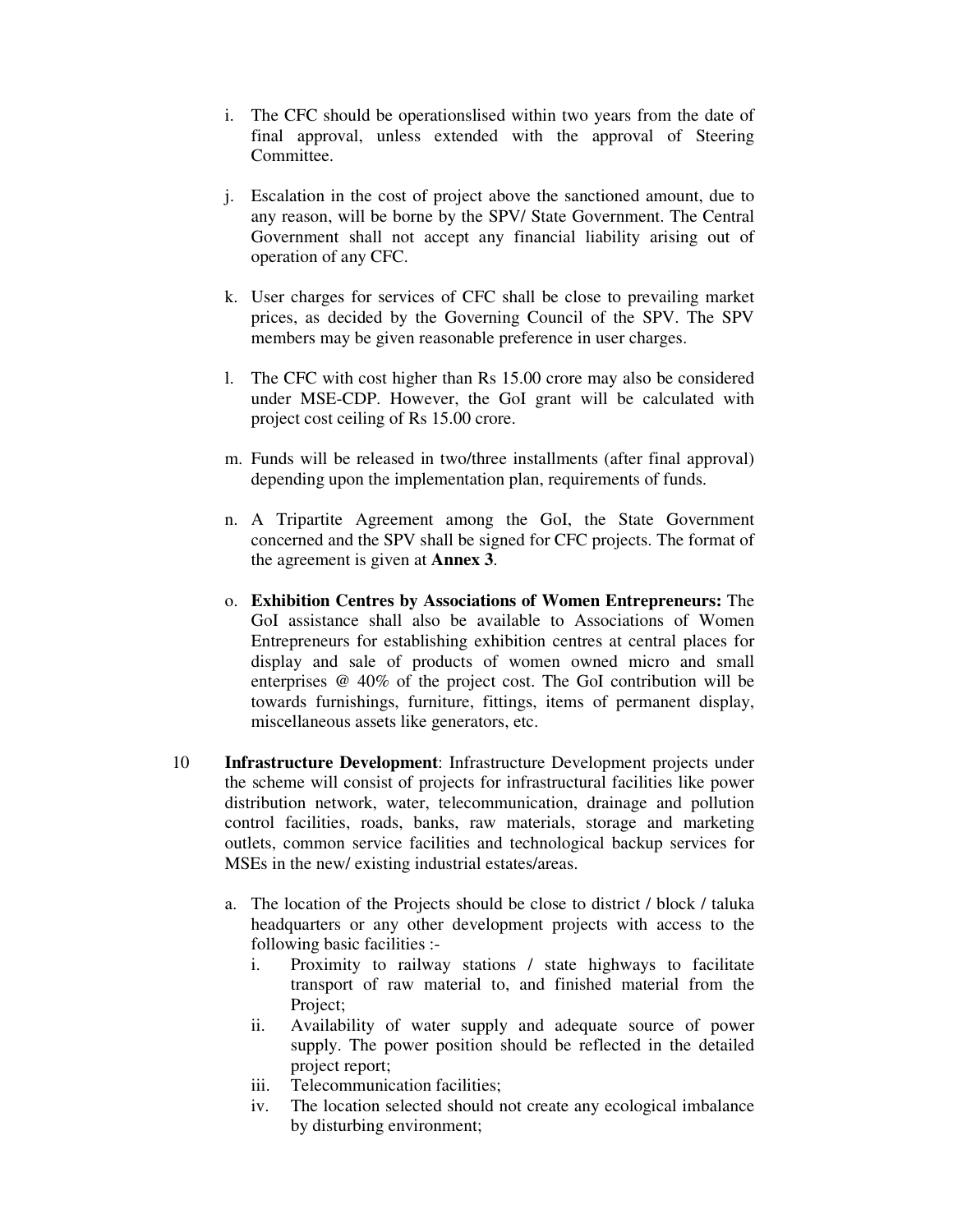i. The CFC should be operationslised within two years from the date of final approval, unless extended with the approval of Steering Committee.

j. Escalation in the cost of project above the sanctioned amount, due to any reason, will be borne by the SPV/ State Government. The Central Government shall not accept any financial liability arising out of operation of any CFC.

k. User charges for services of CFC shall be close to prevailing market prices, as decided by the Governing Council of the SPV. The SPV members may be given reasonable preference in user charges.

l. The CFC with cost higher than Rs 15.00 crore may also be considered under MSE-CDP. However, the GoI grant will be calculated with project cost ceiling of Rs 15.00 crore.

m. Funds will be released in two/three installments (after final approval) depending upon the implementation plan, requirements of funds.

n. A Tripartite Agreement among the GoI, the State Government concerned and the SPV shall be signed for CFC projects. The format of the agreement is given at **Annex 3**.

o. **Exhibition Centres by Associations of Women Entrepreneurs:** The GoI assistance shall also be available to Associations of Women Entrepreneurs for establishing exhibition centres at central places for display and sale of products of women owned micro and small enterprises @ 40% of the project cost. The GoI contribution will be towards furnishings, furniture, fittings, items of permanent display, miscellaneous assets like generators, etc.

10 **Infrastructure Development**: Infrastructure Development projects under the scheme will consist of projects for infrastructural facilities like power distribution network, water, telecommunication, drainage and pollution control facilities, roads, banks, raw materials, storage and marketing outlets, common service facilities and technological backup services for MSEs in the new/ existing industrial estates/areas.

a. The location of the Projects should be close to district / block / taluka headquarters or any other development projects with access to the following basic facilities :-
   i. Proximity to railway stations / state highways to facilitate transport of raw material to, and finished material from the Project;
   ii. Availability of water supply and adequate source of power supply. The power position should be reflected in the detailed project report;
   iii. Telecommunication facilities;
   iv. The location selected should not create any ecological imbalance by disturbing environment;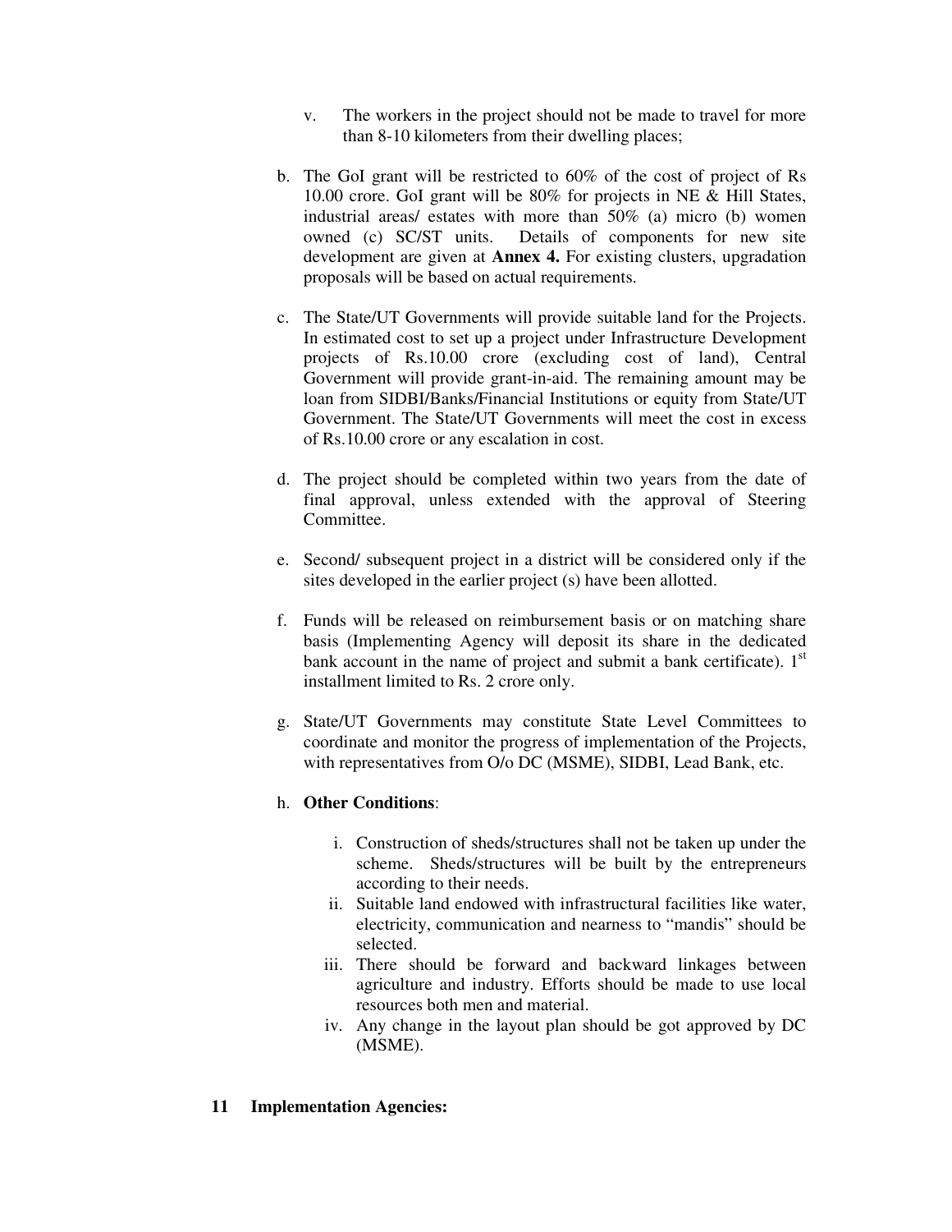v. The workers in the project should not be made to travel for more than 8-10 kilometers from their dwelling places;

b. The GoI grant will be restricted to 60% of the cost of project of Rs 10.00 crore. GoI grant will be 80% for projects in NE & Hill States, industrial areas/ estates with more than 50% (a) micro (b) women owned (c) SC/ST units. Details of components for new site development are given at **Annex 4.** For existing clusters, upgradation proposals will be based on actual requirements.

c. The State/UT Governments will provide suitable land for the Projects. In estimated cost to set up a project under Infrastructure Development projects of Rs.10.00 crore (excluding cost of land), Central Government will provide grant-in-aid. The remaining amount may be loan from SIDBI/Banks/Financial Institutions or equity from State/UT Government. The State/UT Governments will meet the cost in excess of Rs.10.00 crore or any escalation in cost.

d. The project should be completed within two years from the date of final approval, unless extended with the approval of Steering Committee.

e. Second/ subsequent project in a district will be considered only if the sites developed in the earlier project (s) have been allotted.

f. Funds will be released on reimbursement basis or on matching share basis (Implementing Agency will deposit its share in the dedicated bank account in the name of project and submit a bank certificate). 1st installment limited to Rs. 2 crore only.

g. State/UT Governments may constitute State Level Committees to coordinate and monitor the progress of implementation of the Projects, with representatives from O/o DC (MSME), SIDBI, Lead Bank, etc.

h. **Other Conditions**:

   i. Construction of sheds/structures shall not be taken up under the scheme. Sheds/structures will be built by the entrepreneurs according to their needs.
   ii. Suitable land endowed with infrastructural facilities like water, electricity, communication and nearness to "mandis" should be selected.
   iii. There should be forward and backward linkages between agriculture and industry. Efforts should be made to use local resources both men and material.
   iv. Any change in the layout plan should be got approved by DC (MSME).

## 11 Implementation Agencies: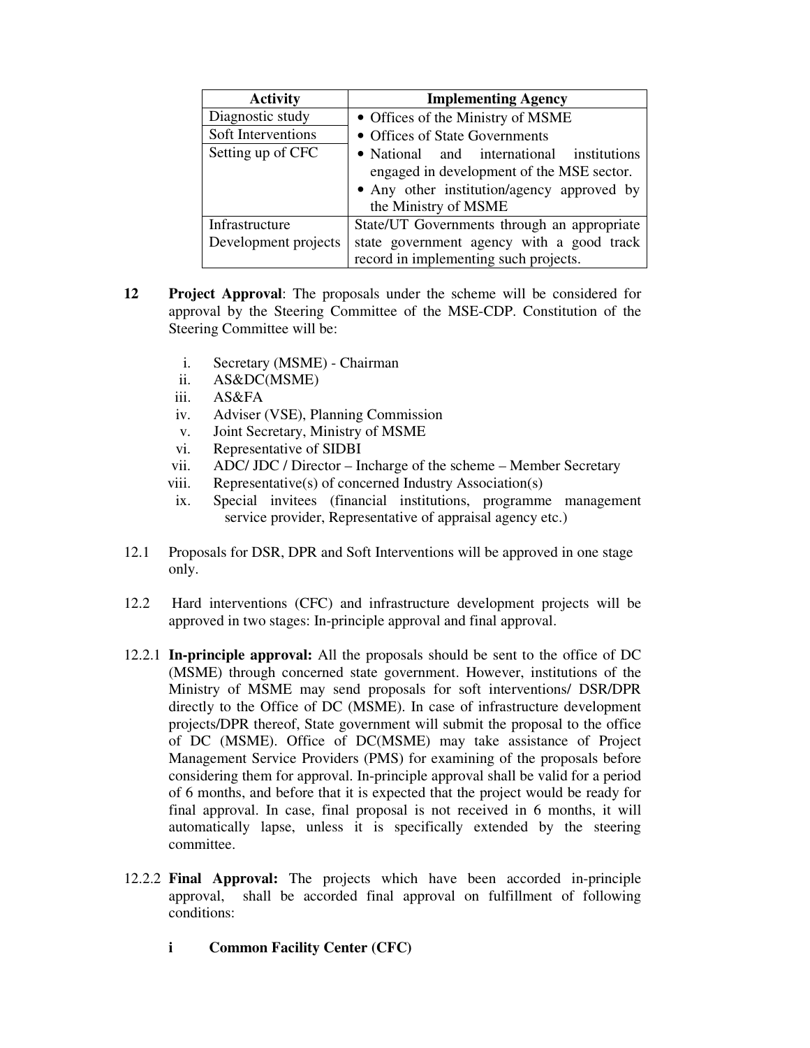| Activity | Implementing Agency |
|---|---|
| Diagnostic study<br>Soft Interventions<br>Setting up of CFC | • Offices of the Ministry of MSME<br>• Offices of State Governments<br>• National and international institutions engaged in development of the MSE sector.<br>• Any other institution/agency approved by the Ministry of MSME |
| Infrastructure Development projects | State/UT Governments through an appropriate state government agency with a good track record in implementing such projects. |

**12 Project Approval**: The proposals under the scheme will be considered for approval by the Steering Committee of the MSE-CDP. Constitution of the Steering Committee will be:

i. Secretary (MSME) - Chairman
ii. AS&DC(MSME)
iii. AS&FA
iv. Adviser (VSE), Planning Commission
v. Joint Secretary, Ministry of MSME
vi. Representative of SIDBI
vii. ADC/ JDC / Director – Incharge of the scheme – Member Secretary
viii. Representative(s) of concerned Industry Association(s)
ix. Special invitees (financial institutions, programme management service provider, Representative of appraisal agency etc.)

12.1 Proposals for DSR, DPR and Soft Interventions will be approved in one stage only.

12.2 Hard interventions (CFC) and infrastructure development projects will be approved in two stages: In-principle approval and final approval.

12.2.1 **In-principle approval:** All the proposals should be sent to the office of DC (MSME) through concerned state government. However, institutions of the Ministry of MSME may send proposals for soft interventions/ DSR/DPR directly to the Office of DC (MSME). In case of infrastructure development projects/DPR thereof, State government will submit the proposal to the office of DC (MSME). Office of DC(MSME) may take assistance of Project Management Service Providers (PMS) for examining of the proposals before considering them for approval. In-principle approval shall be valid for a period of 6 months, and before that it is expected that the project would be ready for final approval. In case, final proposal is not received in 6 months, it will automatically lapse, unless it is specifically extended by the steering committee.

12.2.2 **Final Approval:** The projects which have been accorded in-principle approval, shall be accorded final approval on fulfillment of following conditions:

**i Common Facility Center (CFC)**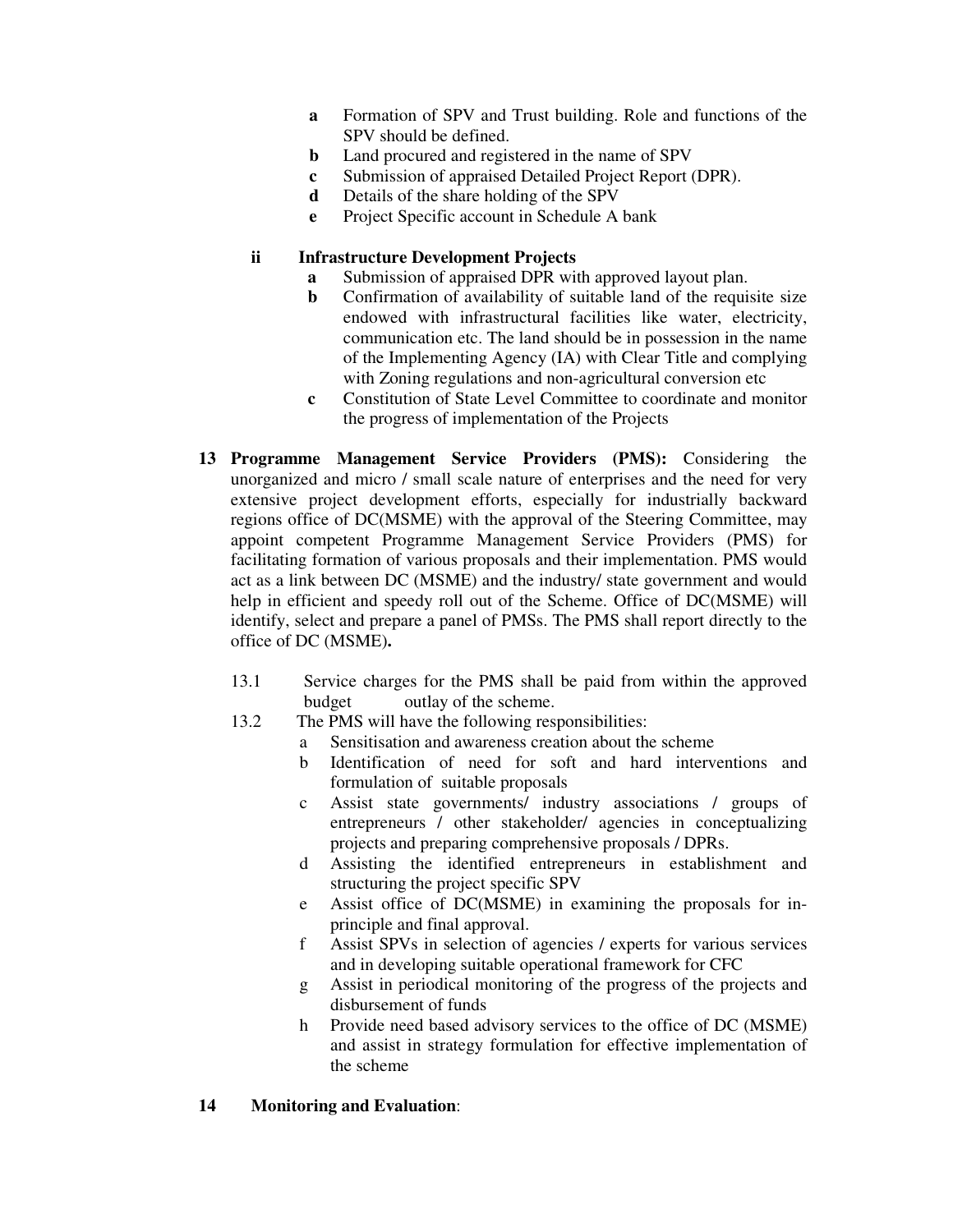- **a** Formation of SPV and Trust building. Role and functions of the SPV should be defined.
- **b** Land procured and registered in the name of SPV
- **c** Submission of appraised Detailed Project Report (DPR).
- **d** Details of the share holding of the SPV
- **e** Project Specific account in Schedule A bank

**ii Infrastructure Development Projects**

- **a** Submission of appraised DPR with approved layout plan.
- **b** Confirmation of availability of suitable land of the requisite size endowed with infrastructural facilities like water, electricity, communication etc. The land should be in possession in the name of the Implementing Agency (IA) with Clear Title and complying with Zoning regulations and non-agricultural conversion etc
- **c** Constitution of State Level Committee to coordinate and monitor the progress of implementation of the Projects

**13 Programme Management Service Providers (PMS):** Considering the unorganized and micro / small scale nature of enterprises and the need for very extensive project development efforts, especially for industrially backward regions office of DC(MSME) with the approval of the Steering Committee, may appoint competent Programme Management Service Providers (PMS) for facilitating formation of various proposals and their implementation. PMS would act as a link between DC (MSME) and the industry/ state government and would help in efficient and speedy roll out of the Scheme. Office of DC(MSME) will identify, select and prepare a panel of PMSs. The PMS shall report directly to the office of DC (MSME)**.**

13.1 Service charges for the PMS shall be paid from within the approved budget outlay of the scheme.

13.2 The PMS will have the following responsibilities:

- a Sensitisation and awareness creation about the scheme
- b Identification of need for soft and hard interventions and formulation of suitable proposals
- c Assist state governments/ industry associations / groups of entrepreneurs / other stakeholder/ agencies in conceptualizing projects and preparing comprehensive proposals / DPRs.
- d Assisting the identified entrepreneurs in establishment and structuring the project specific SPV
- e Assist office of DC(MSME) in examining the proposals for in-principle and final approval.
- f Assist SPVs in selection of agencies / experts for various services and in developing suitable operational framework for CFC
- g Assist in periodical monitoring of the progress of the projects and disbursement of funds
- h Provide need based advisory services to the office of DC (MSME) and assist in strategy formulation for effective implementation of the scheme

**14 Monitoring and Evaluation**: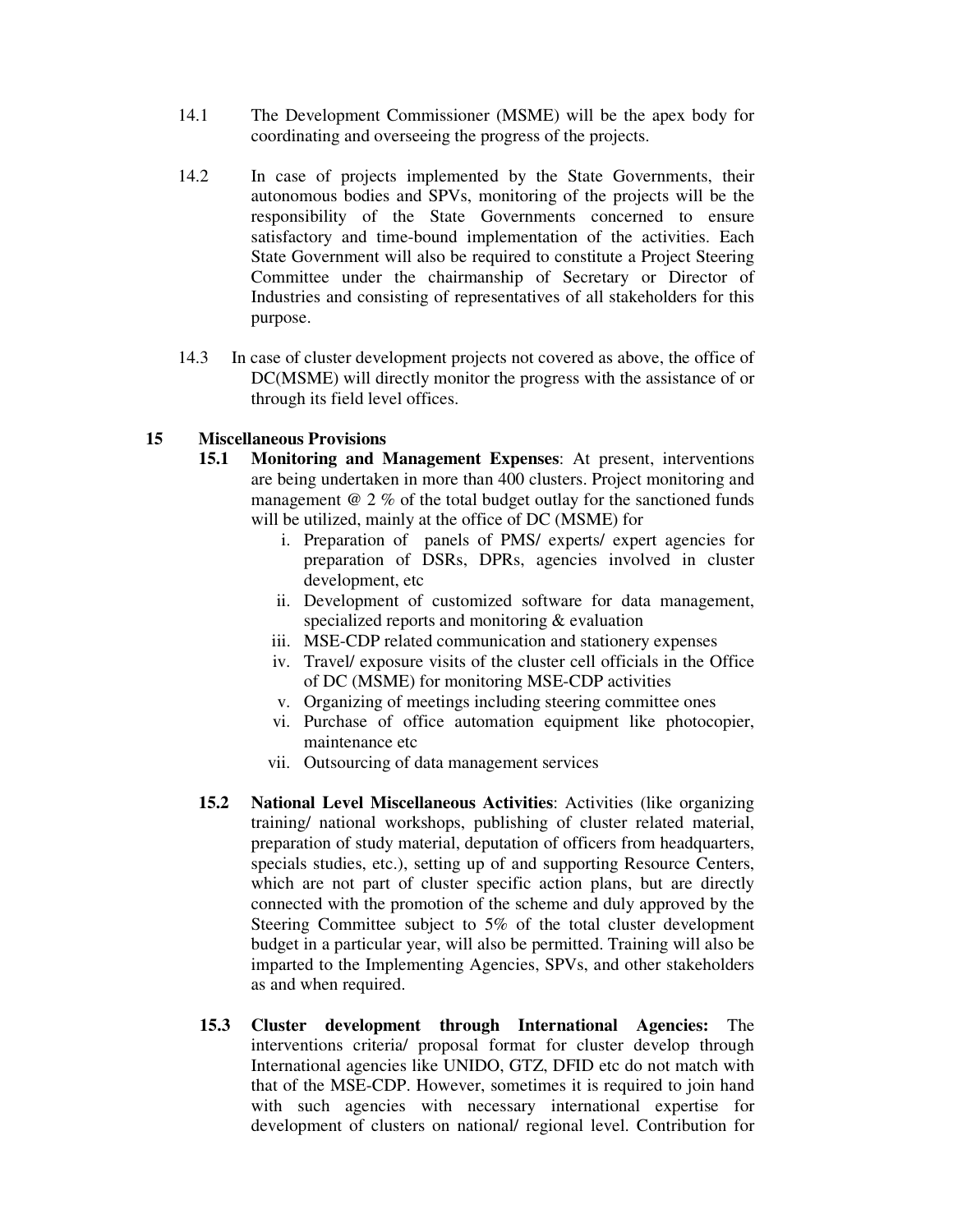14.1 The Development Commissioner (MSME) will be the apex body for coordinating and overseeing the progress of the projects.

14.2 In case of projects implemented by the State Governments, their autonomous bodies and SPVs, monitoring of the projects will be the responsibility of the State Governments concerned to ensure satisfactory and time-bound implementation of the activities. Each State Government will also be required to constitute a Project Steering Committee under the chairmanship of Secretary or Director of Industries and consisting of representatives of all stakeholders for this purpose.

14.3 In case of cluster development projects not covered as above, the office of DC(MSME) will directly monitor the progress with the assistance of or through its field level offices.

## 15 Miscellaneous Provisions

**15.1 Monitoring and Management Expenses**: At present, interventions are being undertaken in more than 400 clusters. Project monitoring and management @ 2 % of the total budget outlay for the sanctioned funds will be utilized, mainly at the office of DC (MSME) for

i. Preparation of panels of PMS/ experts/ expert agencies for preparation of DSRs, DPRs, agencies involved in cluster development, etc
ii. Development of customized software for data management, specialized reports and monitoring & evaluation
iii. MSE-CDP related communication and stationery expenses
iv. Travel/ exposure visits of the cluster cell officials in the Office of DC (MSME) for monitoring MSE-CDP activities
v. Organizing of meetings including steering committee ones
vi. Purchase of office automation equipment like photocopier, maintenance etc
vii. Outsourcing of data management services

**15.2 National Level Miscellaneous Activities**: Activities (like organizing training/ national workshops, publishing of cluster related material, preparation of study material, deputation of officers from headquarters, specials studies, etc.), setting up of and supporting Resource Centers, which are not part of cluster specific action plans, but are directly connected with the promotion of the scheme and duly approved by the Steering Committee subject to 5% of the total cluster development budget in a particular year, will also be permitted. Training will also be imparted to the Implementing Agencies, SPVs, and other stakeholders as and when required.

**15.3 Cluster development through International Agencies:** The interventions criteria/ proposal format for cluster develop through International agencies like UNIDO, GTZ, DFID etc do not match with that of the MSE-CDP. However, sometimes it is required to join hand with such agencies with necessary international expertise for development of clusters on national/ regional level. Contribution for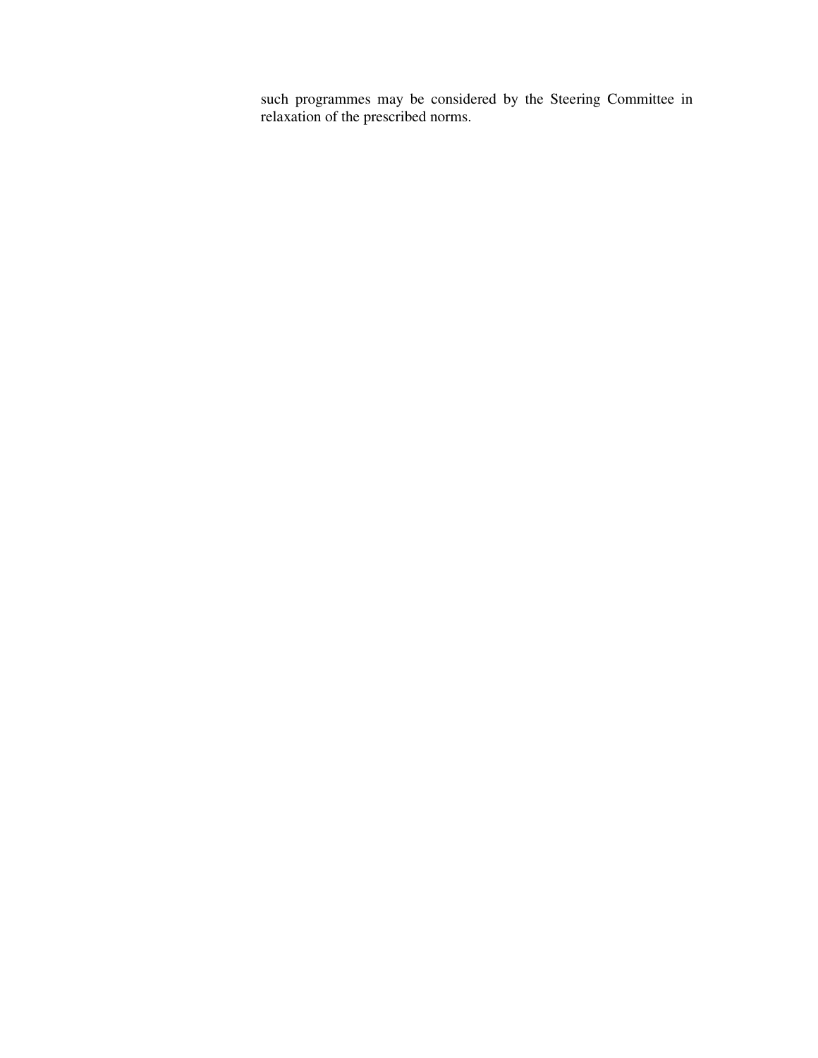such programmes may be considered by the Steering Committee in relaxation of the prescribed norms.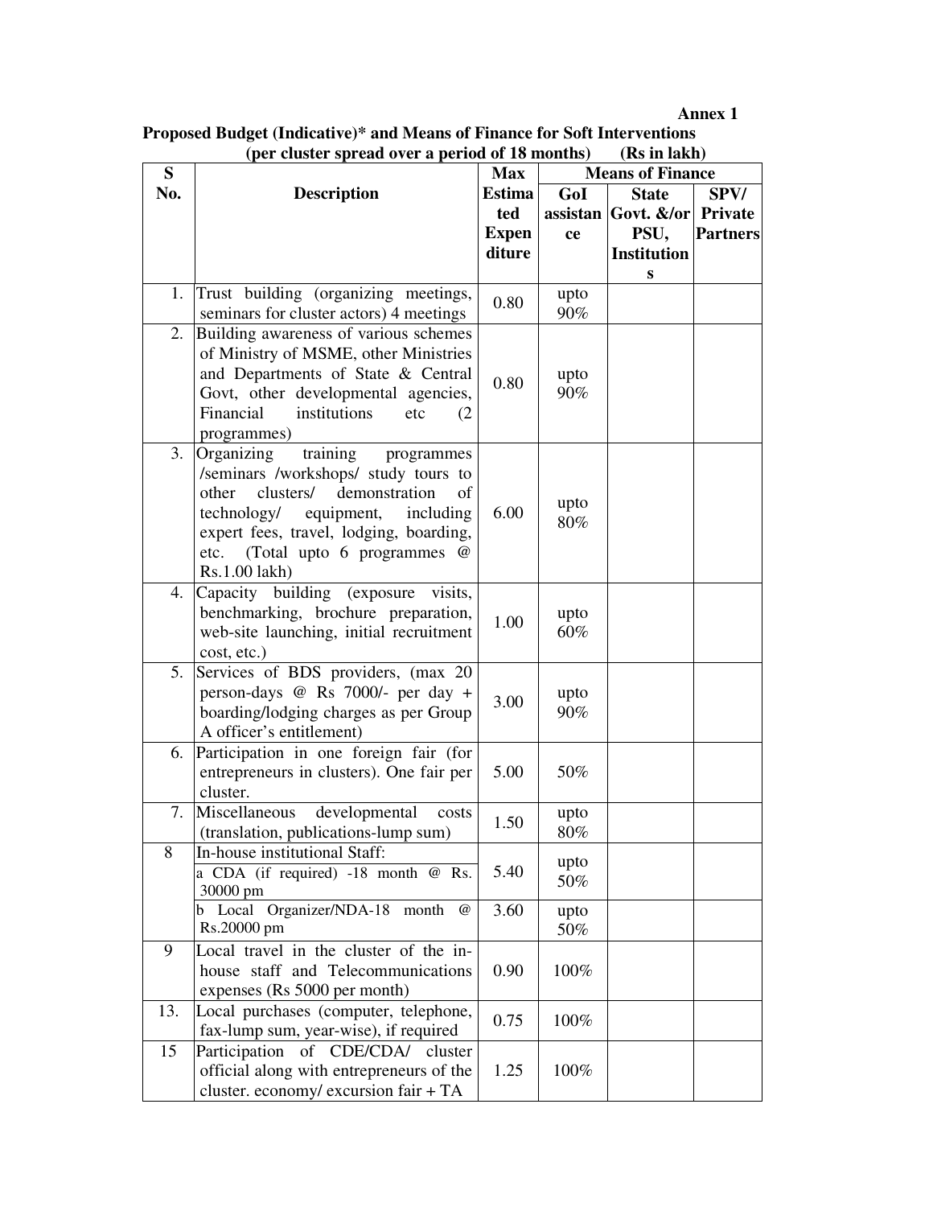**Annex 1**

**Proposed Budget (Indicative)* and Means of Finance for Soft Interventions**
**(per cluster spread over a period of 18 months) (Rs in lakh)**

| S No. | Description | Max Estimated Expenditure | Means of Finance | | |
|---|---|---|---|---|---|
| | | | GoI assistance | State Govt. &/or PSU, Institutions | SPV/ Private Partners |
| 1. | Trust building (organizing meetings, seminars for cluster actors) 4 meetings | 0.80 | upto 90% | | |
| 2. | Building awareness of various schemes of Ministry of MSME, other Ministries and Departments of State & Central Govt, other developmental agencies, Financial institutions etc (2 programmes) | 0.80 | upto 90% | | |
| 3. | Organizing training programmes /seminars /workshops/ study tours to other clusters/ demonstration of technology/ equipment, including expert fees, travel, lodging, boarding, etc. (Total upto 6 programmes @ Rs.1.00 lakh) | 6.00 | upto 80% | | |
| 4. | Capacity building (exposure visits, benchmarking, brochure preparation, web-site launching, initial recruitment cost, etc.) | 1.00 | upto 60% | | |
| 5. | Services of BDS providers, (max 20 person-days @ Rs 7000/- per day + boarding/lodging charges as per Group A officer's entitlement) | 3.00 | upto 90% | | |
| 6. | Participation in one foreign fair (for entrepreneurs in clusters). One fair per cluster. | 5.00 | 50% | | |
| 7. | Miscellaneous developmental costs (translation, publications-lump sum) | 1.50 | upto 80% | | |
| 8 | In-house institutional Staff: a CDA (if required) -18 month @ Rs. 30000 pm | 5.40 | upto 50% | | |
| | b Local Organizer/NDA-18 month @ Rs.20000 pm | 3.60 | upto 50% | | |
| 9 | Local travel in the cluster of the in-house staff and Telecommunications expenses (Rs 5000 per month) | 0.90 | 100% | | |
| 13. | Local purchases (computer, telephone, fax-lump sum, year-wise), if required | 0.75 | 100% | | |
| 15 | Participation of CDE/CDA/ cluster official along with entrepreneurs of the cluster. economy/ excursion fair + TA | 1.25 | 100% | | |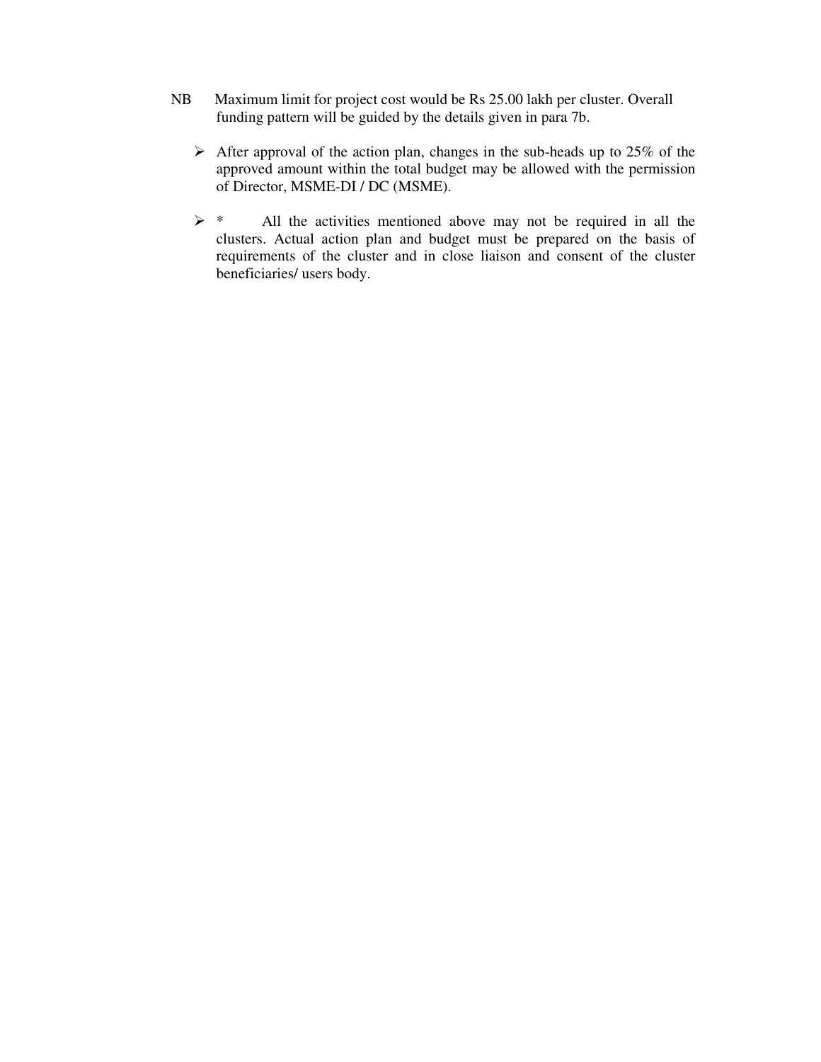NB Maximum limit for project cost would be Rs 25.00 lakh per cluster. Overall funding pattern will be guided by the details given in para 7b.

- After approval of the action plan, changes in the sub-heads up to 25% of the approved amount within the total budget may be allowed with the permission of Director, MSME-DI / DC (MSME).

- * All the activities mentioned above may not be required in all the clusters. Actual action plan and budget must be prepared on the basis of requirements of the cluster and in close liaison and consent of the cluster beneficiaries/ users body.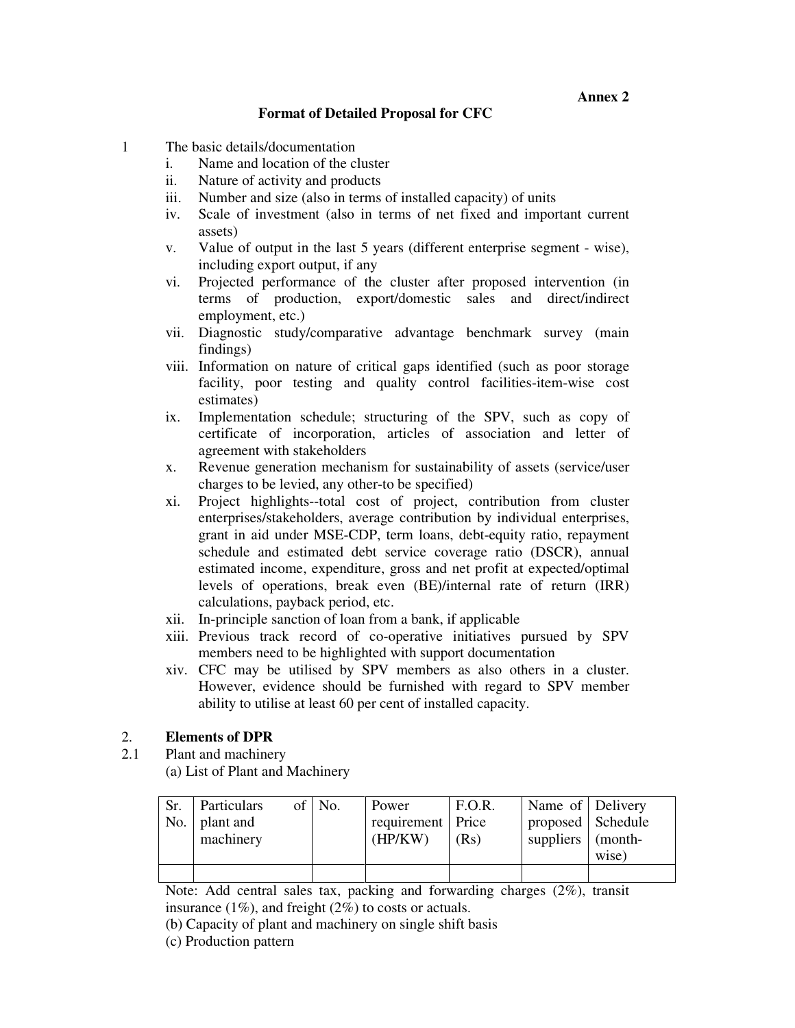**Annex 2**

## Format of Detailed Proposal for CFC

1 The basic details/documentation

i. Name and location of the cluster
ii. Nature of activity and products
iii. Number and size (also in terms of installed capacity) of units
iv. Scale of investment (also in terms of net fixed and important current assets)
v. Value of output in the last 5 years (different enterprise segment - wise), including export output, if any
vi. Projected performance of the cluster after proposed intervention (in terms of production, export/domestic sales and direct/indirect employment, etc.)
vii. Diagnostic study/comparative advantage benchmark survey (main findings)
viii. Information on nature of critical gaps identified (such as poor storage facility, poor testing and quality control facilities-item-wise cost estimates)
ix. Implementation schedule; structuring of the SPV, such as copy of certificate of incorporation, articles of association and letter of agreement with stakeholders
x. Revenue generation mechanism for sustainability of assets (service/user charges to be levied, any other-to be specified)
xi. Project highlights--total cost of project, contribution from cluster enterprises/stakeholders, average contribution by individual enterprises, grant in aid under MSE-CDP, term loans, debt-equity ratio, repayment schedule and estimated debt service coverage ratio (DSCR), annual estimated income, expenditure, gross and net profit at expected/optimal levels of operations, break even (BE)/internal rate of return (IRR) calculations, payback period, etc.
xii. In-principle sanction of loan from a bank, if applicable
xiii. Previous track record of co-operative initiatives pursued by SPV members need to be highlighted with support documentation
xiv. CFC may be utilised by SPV members as also others in a cluster. However, evidence should be furnished with regard to SPV member ability to utilise at least 60 per cent of installed capacity.

## 2. Elements of DPR

2.1 Plant and machinery

(a) List of Plant and Machinery

| Sr. No. | Particulars of plant and machinery | No. | Power requirement (HP/KW) | F.O.R. Price (Rs) | Name of proposed suppliers | Delivery Schedule (month-wise) |
|---|---|---|---|---|---|---|
| | | | | | | |

Note: Add central sales tax, packing and forwarding charges (2%), transit insurance (1%), and freight (2%) to costs or actuals.

(b) Capacity of plant and machinery on single shift basis

(c) Production pattern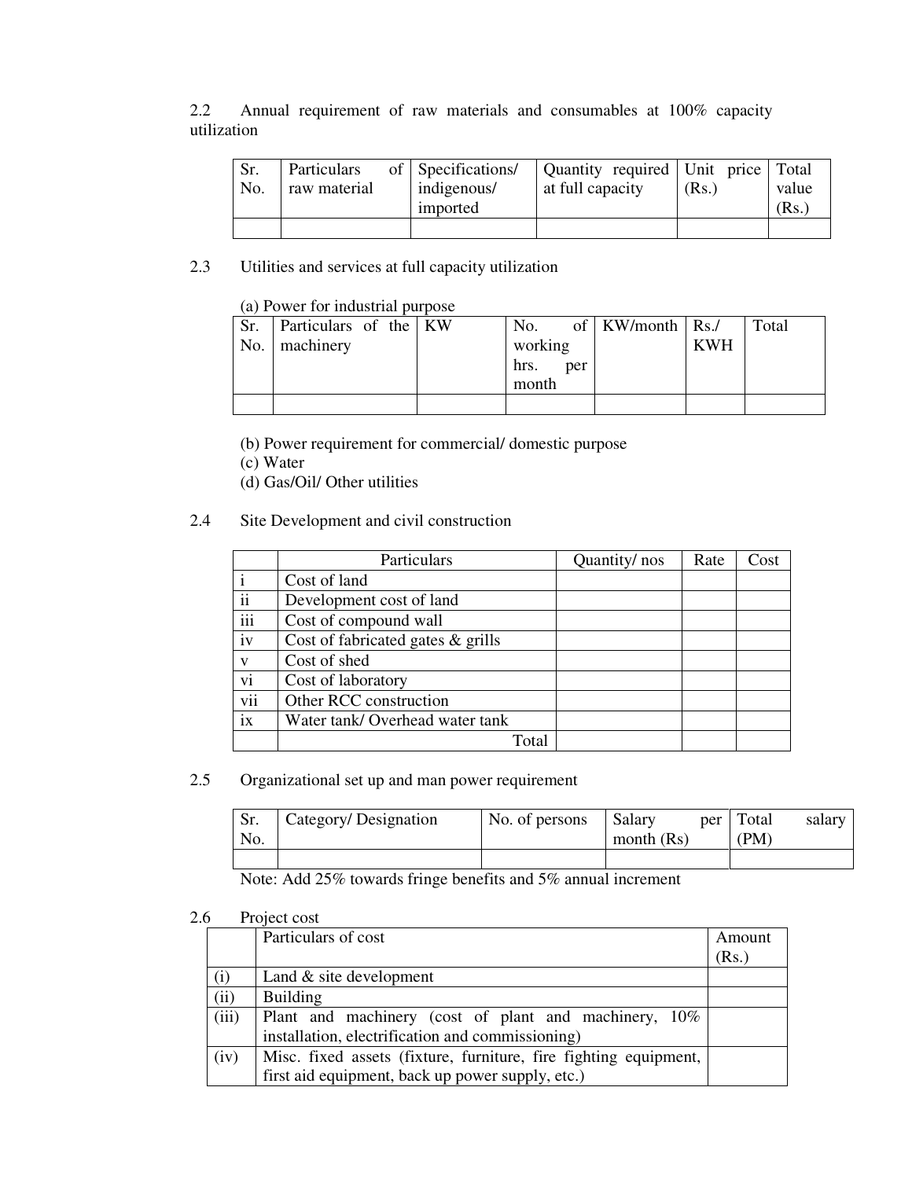2.2 Annual requirement of raw materials and consumables at 100% capacity utilization

| Sr. No. | Particulars of raw material | Specifications/ indigenous/ imported | Quantity required at full capacity | Unit price (Rs.) | Total value (Rs.) |
|---|---|---|---|---|---|
| | | | | | |

2.3 Utilities and services at full capacity utilization

(a) Power for industrial purpose

| Sr. No. | Particulars of the machinery | KW | No. of working hrs. per month | KW/month | Rs./ KWH | Total |
|---|---|---|---|---|---|---|
| | | | | | | |

(b) Power requirement for commercial/ domestic purpose

(c) Water

(d) Gas/Oil/ Other utilities

2.4 Site Development and civil construction

| | Particulars | Quantity/ nos | Rate | Cost |
|---|---|---|---|---|
| i | Cost of land | | | |
| ii | Development cost of land | | | |
| iii | Cost of compound wall | | | |
| iv | Cost of fabricated gates & grills | | | |
| v | Cost of shed | | | |
| vi | Cost of laboratory | | | |
| vii | Other RCC construction | | | |
| ix | Water tank/ Overhead water tank | | | |
| | Total | | | |

2.5 Organizational set up and man power requirement

| Sr. No. | Category/ Designation | No. of persons | Salary per month (Rs) | Total salary (PM) |
|---|---|---|---|---|
| | | | | |

Note: Add 25% towards fringe benefits and 5% annual increment

2.6 Project cost

| | Particulars of cost | Amount (Rs.) |
|---|---|---|
| (i) | Land & site development | |
| (ii) | Building | |
| (iii) | Plant and machinery (cost of plant and machinery, 10% installation, electrification and commissioning) | |
| (iv) | Misc. fixed assets (fixture, furniture, fire fighting equipment, first aid equipment, back up power supply, etc.) | |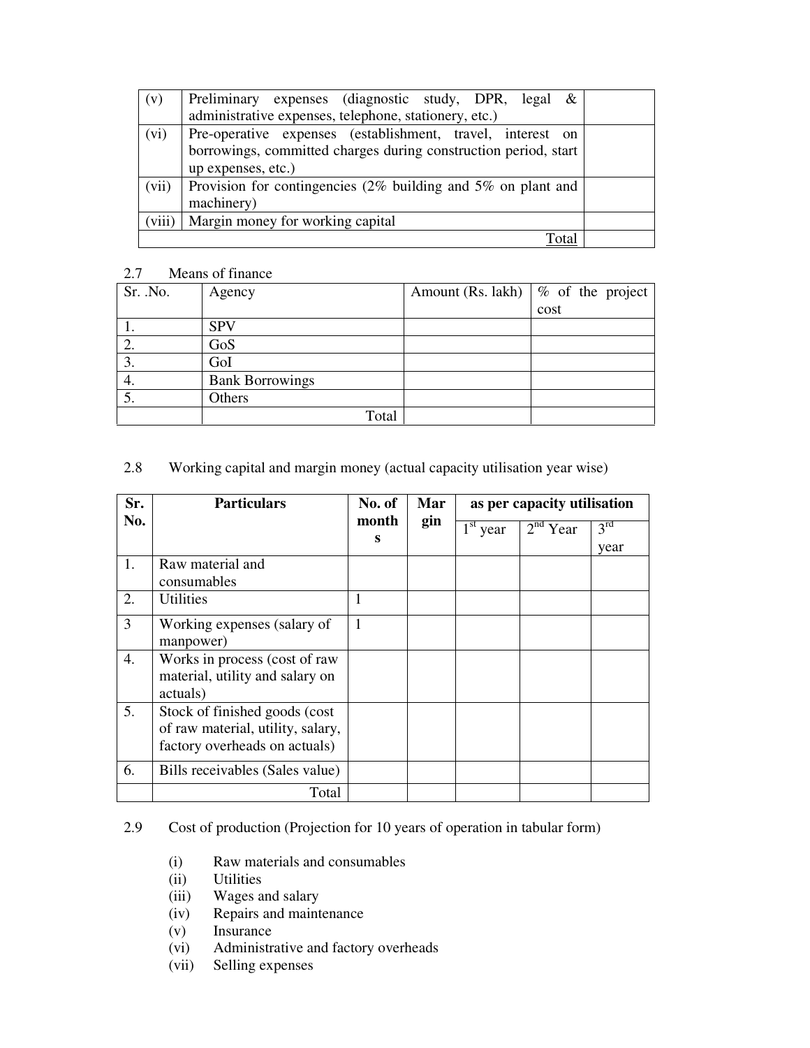| (v) | Preliminary expenses (diagnostic study, DPR, legal & administrative expenses, telephone, stationery, etc.) | |
|---|---|---|
| (vi) | Pre-operative expenses (establishment, travel, interest on borrowings, committed charges during construction period, start up expenses, etc.) | |
| (vii) | Provision for contingencies (2% building and 5% on plant and machinery) | |
| (viii) | Margin money for working capital | |
| | Total | |

2.7 Means of finance

| Sr. .No. | Agency | Amount (Rs. lakh) | % of the project cost |
|---|---|---|---|
| 1. | SPV | | |
| 2. | GoS | | |
| 3. | GoI | | |
| 4. | Bank Borrowings | | |
| 5. | Others | | |
| | Total | | |

2.8 Working capital and margin money (actual capacity utilisation year wise)

| Sr. No. | Particulars | No. of months | Margin | as per capacity utilisation | | |
|---|---|---|---|---|---|---|
| | | | | 1st year | 2nd Year | 3rd year |
| 1. | Raw material and consumables | | | | | |
| 2. | Utilities | 1 | | | | |
| 3 | Working expenses (salary of manpower) | 1 | | | | |
| 4. | Works in process (cost of raw material, utility and salary on actuals) | | | | | |
| 5. | Stock of finished goods (cost of raw material, utility, salary, factory overheads on actuals) | | | | | |
| 6. | Bills receivables (Sales value) | | | | | |
| | Total | | | | | |

2.9 Cost of production (Projection for 10 years of operation in tabular form)

- (i) Raw materials and consumables
- (ii) Utilities
- (iii) Wages and salary
- (iv) Repairs and maintenance
- (v) Insurance
- (vi) Administrative and factory overheads
- (vii) Selling expenses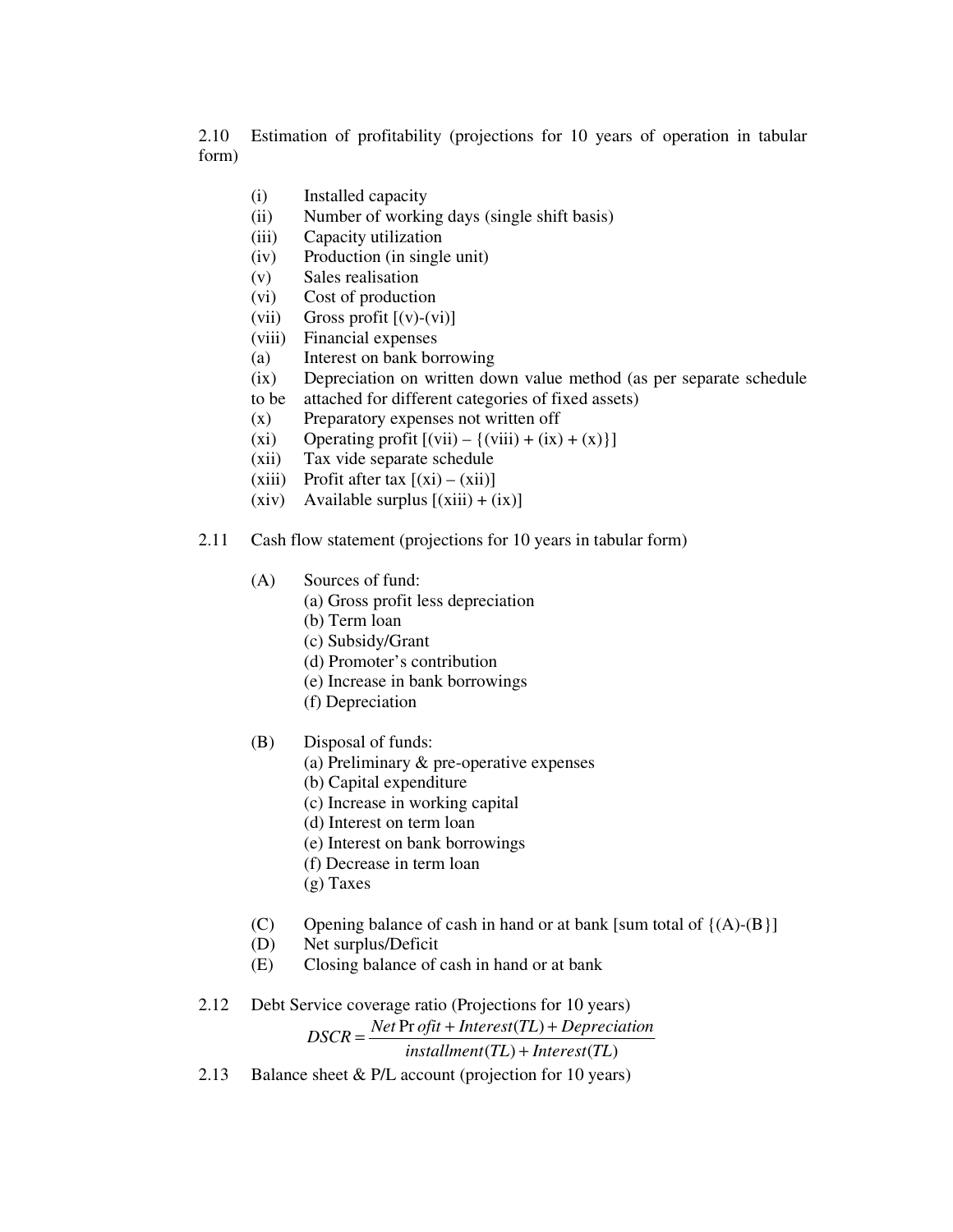2.10 Estimation of profitability (projections for 10 years of operation in tabular form)

- (i) Installed capacity
- (ii) Number of working days (single shift basis)
- (iii) Capacity utilization
- (iv) Production (in single unit)
- (v) Sales realisation
- (vi) Cost of production
- (vii) Gross profit [(v)-(vi)]
- (viii) Financial expenses
- (a) Interest on bank borrowing
- (ix) Depreciation on written down value method (as per separate schedule to be attached for different categories of fixed assets)
- (x) Preparatory expenses not written off
- (xi) Operating profit [(vii) – {(viii) + (ix) + (x)}]
- (xii) Tax vide separate schedule
- (xiii) Profit after tax [(xi) – (xii)]
- (xiv) Available surplus [(xiii) + (ix)]

2.11 Cash flow statement (projections for 10 years in tabular form)

(A) Sources of fund:
- (a) Gross profit less depreciation
- (b) Term loan
- (c) Subsidy/Grant
- (d) Promoter's contribution
- (e) Increase in bank borrowings
- (f) Depreciation

(B) Disposal of funds:
- (a) Preliminary & pre-operative expenses
- (b) Capital expenditure
- (c) Increase in working capital
- (d) Interest on term loan
- (e) Interest on bank borrowings
- (f) Decrease in term loan
- (g) Taxes

- (C) Opening balance of cash in hand or at bank [sum total of {(A)-(B}]
- (D) Net surplus/Deficit
- (E) Closing balance of cash in hand or at bank

2.12 Debt Service coverage ratio (Projections for 10 years)

$$DSCR = \frac{Net\ Profit + Interest(TL) + Depreciation}{installment(TL) + Interest(TL)}$$

2.13 Balance sheet & P/L account (projection for 10 years)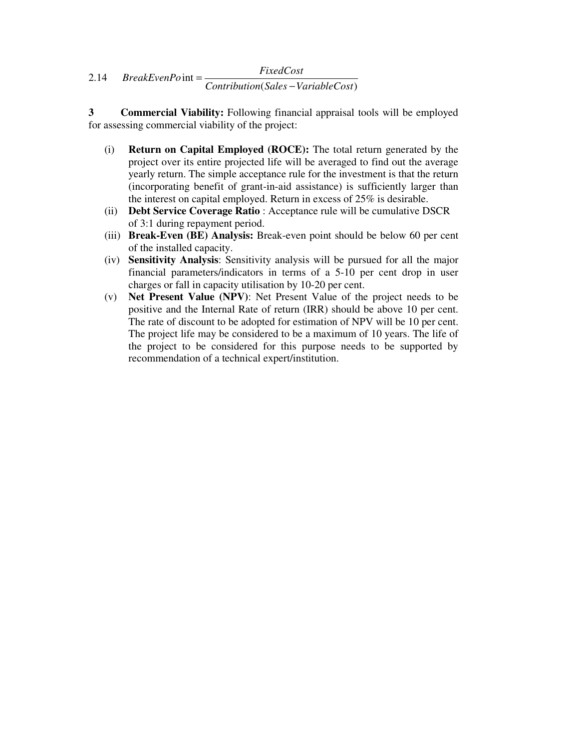2.14 $$BreakEvenPoint = \frac{FixedCost}{Contribution(Sales - VariableCost)}$$

**3 Commercial Viability:** Following financial appraisal tools will be employed for assessing commercial viability of the project:

(i) **Return on Capital Employed (ROCE):** The total return generated by the project over its entire projected life will be averaged to find out the average yearly return. The simple acceptance rule for the investment is that the return (incorporating benefit of grant-in-aid assistance) is sufficiently larger than the interest on capital employed. Return in excess of 25% is desirable.

(ii) **Debt Service Coverage Ratio** : Acceptance rule will be cumulative DSCR of 3:1 during repayment period.

(iii) **Break-Even (BE) Analysis:** Break-even point should be below 60 per cent of the installed capacity.

(iv) **Sensitivity Analysis**: Sensitivity analysis will be pursued for all the major financial parameters/indicators in terms of a 5-10 per cent drop in user charges or fall in capacity utilisation by 10-20 per cent.

(v) **Net Present Value (NPV)**: Net Present Value of the project needs to be positive and the Internal Rate of return (IRR) should be above 10 per cent. The rate of discount to be adopted for estimation of NPV will be 10 per cent. The project life may be considered to be a maximum of 10 years. The life of the project to be considered for this purpose needs to be supported by recommendation of a technical expert/institution.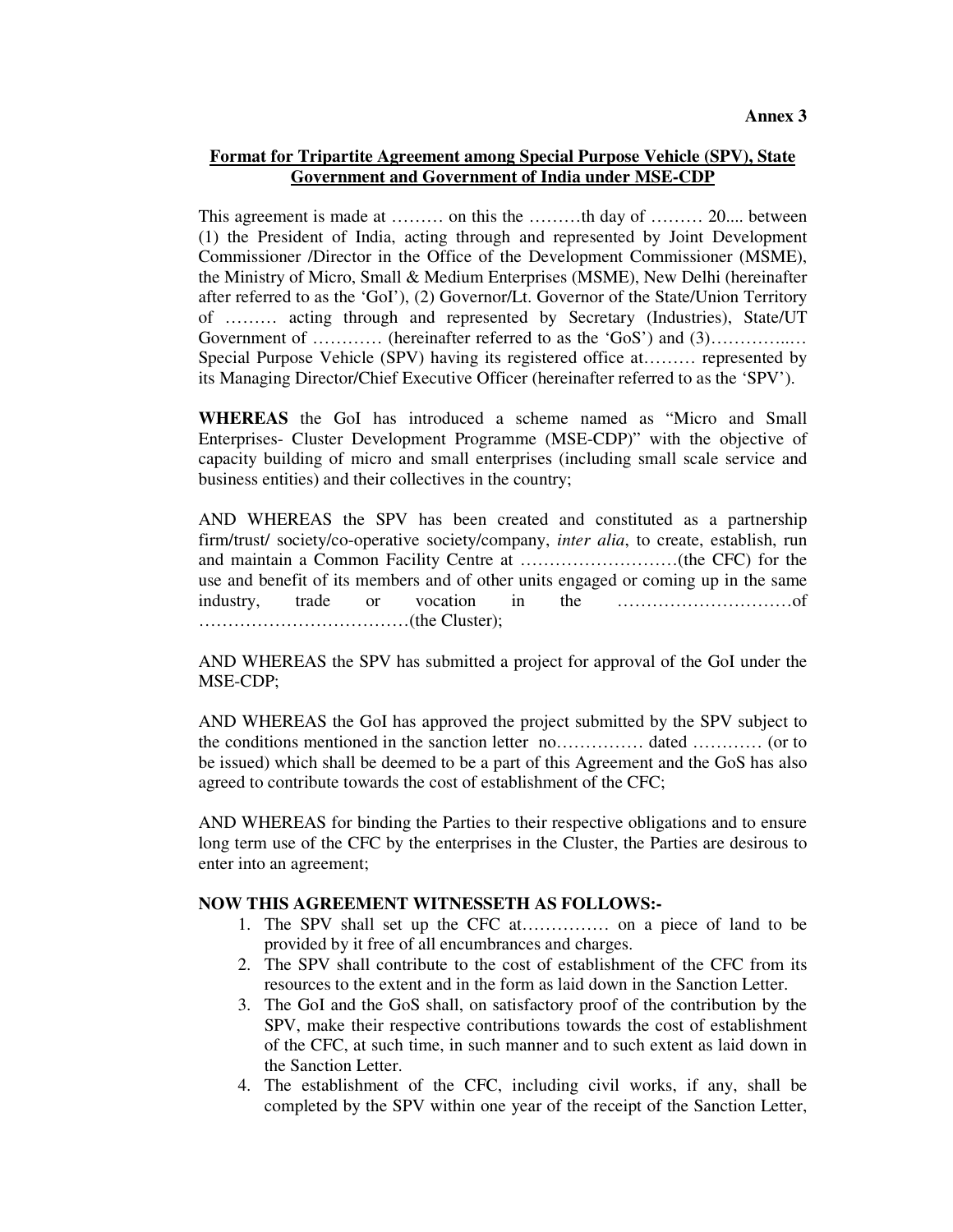**Annex 3**

**Format for Tripartite Agreement among Special Purpose Vehicle (SPV), State Government and Government of India under MSE-CDP**

This agreement is made at ……… on this the ………th day of ……… 20.... between (1) the President of India, acting through and represented by Joint Development Commissioner /Director in the Office of the Development Commissioner (MSME), the Ministry of Micro, Small & Medium Enterprises (MSME), New Delhi (hereinafter after referred to as the 'GoI'), (2) Governor/Lt. Governor of the State/Union Territory of ……… acting through and represented by Secretary (Industries), State/UT Government of ………… (hereinafter referred to as the 'GoS') and (3)…………..… Special Purpose Vehicle (SPV) having its registered office at……… represented by its Managing Director/Chief Executive Officer (hereinafter referred to as the 'SPV').

**WHEREAS** the GoI has introduced a scheme named as "Micro and Small Enterprises- Cluster Development Programme (MSE-CDP)" with the objective of capacity building of micro and small enterprises (including small scale service and business entities) and their collectives in the country;

AND WHEREAS the SPV has been created and constituted as a partnership firm/trust/ society/co-operative society/company, *inter alia*, to create, establish, run and maintain a Common Facility Centre at ………………………(the CFC) for the use and benefit of its members and of other units engaged or coming up in the same industry, trade or vocation in the …………………………of ………………………………(the Cluster);

AND WHEREAS the SPV has submitted a project for approval of the GoI under the MSE-CDP;

AND WHEREAS the GoI has approved the project submitted by the SPV subject to the conditions mentioned in the sanction letter no…………… dated ………… (or to be issued) which shall be deemed to be a part of this Agreement and the GoS has also agreed to contribute towards the cost of establishment of the CFC;

AND WHEREAS for binding the Parties to their respective obligations and to ensure long term use of the CFC by the enterprises in the Cluster, the Parties are desirous to enter into an agreement;

**NOW THIS AGREEMENT WITNESSETH AS FOLLOWS:-**

1. The SPV shall set up the CFC at…………… on a piece of land to be provided by it free of all encumbrances and charges.
2. The SPV shall contribute to the cost of establishment of the CFC from its resources to the extent and in the form as laid down in the Sanction Letter.
3. The GoI and the GoS shall, on satisfactory proof of the contribution by the SPV, make their respective contributions towards the cost of establishment of the CFC, at such time, in such manner and to such extent as laid down in the Sanction Letter.
4. The establishment of the CFC, including civil works, if any, shall be completed by the SPV within one year of the receipt of the Sanction Letter,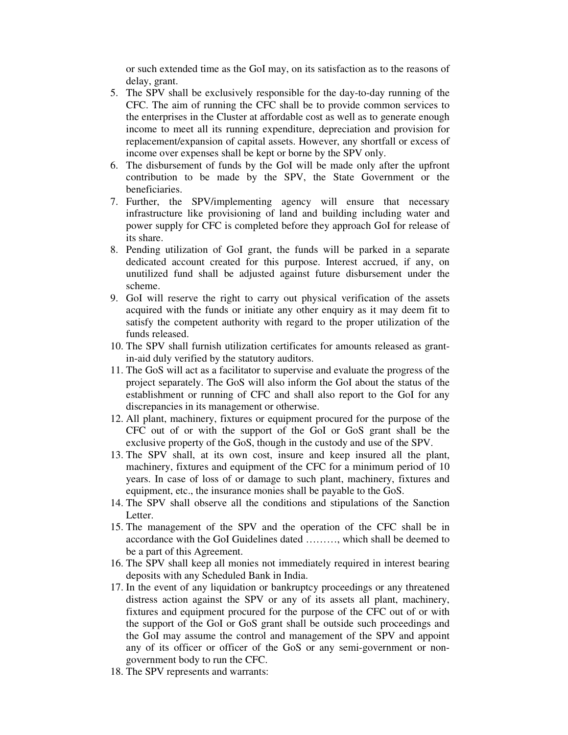or such extended time as the GoI may, on its satisfaction as to the reasons of delay, grant.

5. The SPV shall be exclusively responsible for the day-to-day running of the CFC. The aim of running the CFC shall be to provide common services to the enterprises in the Cluster at affordable cost as well as to generate enough income to meet all its running expenditure, depreciation and provision for replacement/expansion of capital assets. However, any shortfall or excess of income over expenses shall be kept or borne by the SPV only.
6. The disbursement of funds by the GoI will be made only after the upfront contribution to be made by the SPV, the State Government or the beneficiaries.
7. Further, the SPV/implementing agency will ensure that necessary infrastructure like provisioning of land and building including water and power supply for CFC is completed before they approach GoI for release of its share.
8. Pending utilization of GoI grant, the funds will be parked in a separate dedicated account created for this purpose. Interest accrued, if any, on unutilized fund shall be adjusted against future disbursement under the scheme.
9. GoI will reserve the right to carry out physical verification of the assets acquired with the funds or initiate any other enquiry as it may deem fit to satisfy the competent authority with regard to the proper utilization of the funds released.
10. The SPV shall furnish utilization certificates for amounts released as grant-in-aid duly verified by the statutory auditors.
11. The GoS will act as a facilitator to supervise and evaluate the progress of the project separately. The GoS will also inform the GoI about the status of the establishment or running of CFC and shall also report to the GoI for any discrepancies in its management or otherwise.
12. All plant, machinery, fixtures or equipment procured for the purpose of the CFC out of or with the support of the GoI or GoS grant shall be the exclusive property of the GoS, though in the custody and use of the SPV.
13. The SPV shall, at its own cost, insure and keep insured all the plant, machinery, fixtures and equipment of the CFC for a minimum period of 10 years. In case of loss of or damage to such plant, machinery, fixtures and equipment, etc., the insurance monies shall be payable to the GoS.
14. The SPV shall observe all the conditions and stipulations of the Sanction Letter.
15. The management of the SPV and the operation of the CFC shall be in accordance with the GoI Guidelines dated ………, which shall be deemed to be a part of this Agreement.
16. The SPV shall keep all monies not immediately required in interest bearing deposits with any Scheduled Bank in India.
17. In the event of any liquidation or bankruptcy proceedings or any threatened distress action against the SPV or any of its assets all plant, machinery, fixtures and equipment procured for the purpose of the CFC out of or with the support of the GoI or GoS grant shall be outside such proceedings and the GoI may assume the control and management of the SPV and appoint any of its officer or officer of the GoS or any semi-government or non-government body to run the CFC.
18. The SPV represents and warrants: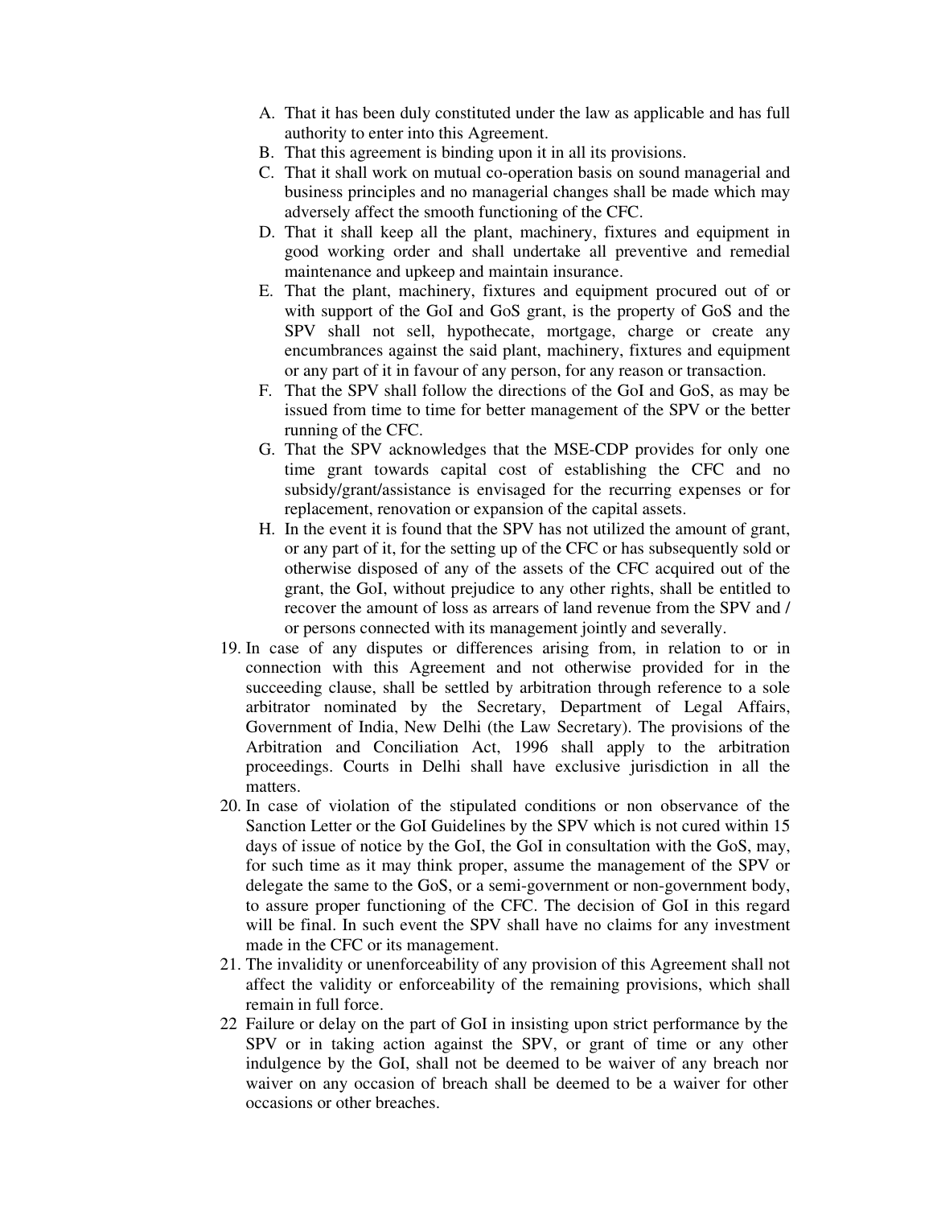A. That it has been duly constituted under the law as applicable and has full authority to enter into this Agreement.
B. That this agreement is binding upon it in all its provisions.
C. That it shall work on mutual co-operation basis on sound managerial and business principles and no managerial changes shall be made which may adversely affect the smooth functioning of the CFC.
D. That it shall keep all the plant, machinery, fixtures and equipment in good working order and shall undertake all preventive and remedial maintenance and upkeep and maintain insurance.
E. That the plant, machinery, fixtures and equipment procured out of or with support of the GoI and GoS grant, is the property of GoS and the SPV shall not sell, hypothecate, mortgage, charge or create any encumbrances against the said plant, machinery, fixtures and equipment or any part of it in favour of any person, for any reason or transaction.
F. That the SPV shall follow the directions of the GoI and GoS, as may be issued from time to time for better management of the SPV or the better running of the CFC.
G. That the SPV acknowledges that the MSE-CDP provides for only one time grant towards capital cost of establishing the CFC and no subsidy/grant/assistance is envisaged for the recurring expenses or for replacement, renovation or expansion of the capital assets.
H. In the event it is found that the SPV has not utilized the amount of grant, or any part of it, for the setting up of the CFC or has subsequently sold or otherwise disposed of any of the assets of the CFC acquired out of the grant, the GoI, without prejudice to any other rights, shall be entitled to recover the amount of loss as arrears of land revenue from the SPV and / or persons connected with its management jointly and severally.

19. In case of any disputes or differences arising from, in relation to or in connection with this Agreement and not otherwise provided for in the succeeding clause, shall be settled by arbitration through reference to a sole arbitrator nominated by the Secretary, Department of Legal Affairs, Government of India, New Delhi (the Law Secretary). The provisions of the Arbitration and Conciliation Act, 1996 shall apply to the arbitration proceedings. Courts in Delhi shall have exclusive jurisdiction in all the matters.
20. In case of violation of the stipulated conditions or non observance of the Sanction Letter or the GoI Guidelines by the SPV which is not cured within 15 days of issue of notice by the GoI, the GoI in consultation with the GoS, may, for such time as it may think proper, assume the management of the SPV or delegate the same to the GoS, or a semi-government or non-government body, to assure proper functioning of the CFC. The decision of GoI in this regard will be final. In such event the SPV shall have no claims for any investment made in the CFC or its management.
21. The invalidity or unenforceability of any provision of this Agreement shall not affect the validity or enforceability of the remaining provisions, which shall remain in full force.
22. Failure or delay on the part of GoI in insisting upon strict performance by the SPV or in taking action against the SPV, or grant of time or any other indulgence by the GoI, shall not be deemed to be waiver of any breach nor waiver on any occasion of breach shall be deemed to be a waiver for other occasions or other breaches.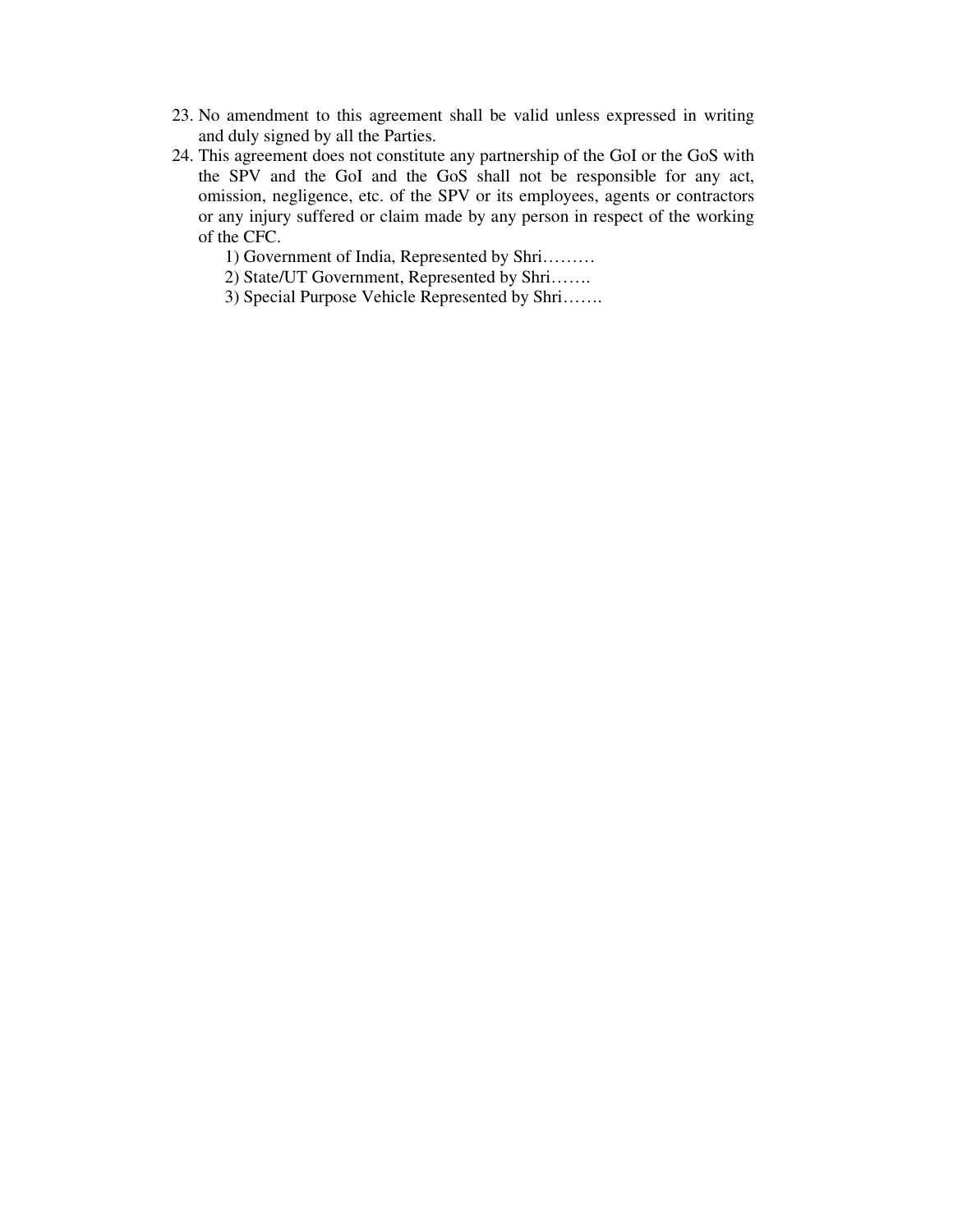23. No amendment to this agreement shall be valid unless expressed in writing and duly signed by all the Parties.
24. This agreement does not constitute any partnership of the GoI or the GoS with the SPV and the GoI and the GoS shall not be responsible for any act, omission, negligence, etc. of the SPV or its employees, agents or contractors or any injury suffered or claim made by any person in respect of the working of the CFC.

    1) Government of India, Represented by Shri………
    2) State/UT Government, Represented by Shri…….
    3) Special Purpose Vehicle Represented by Shri…….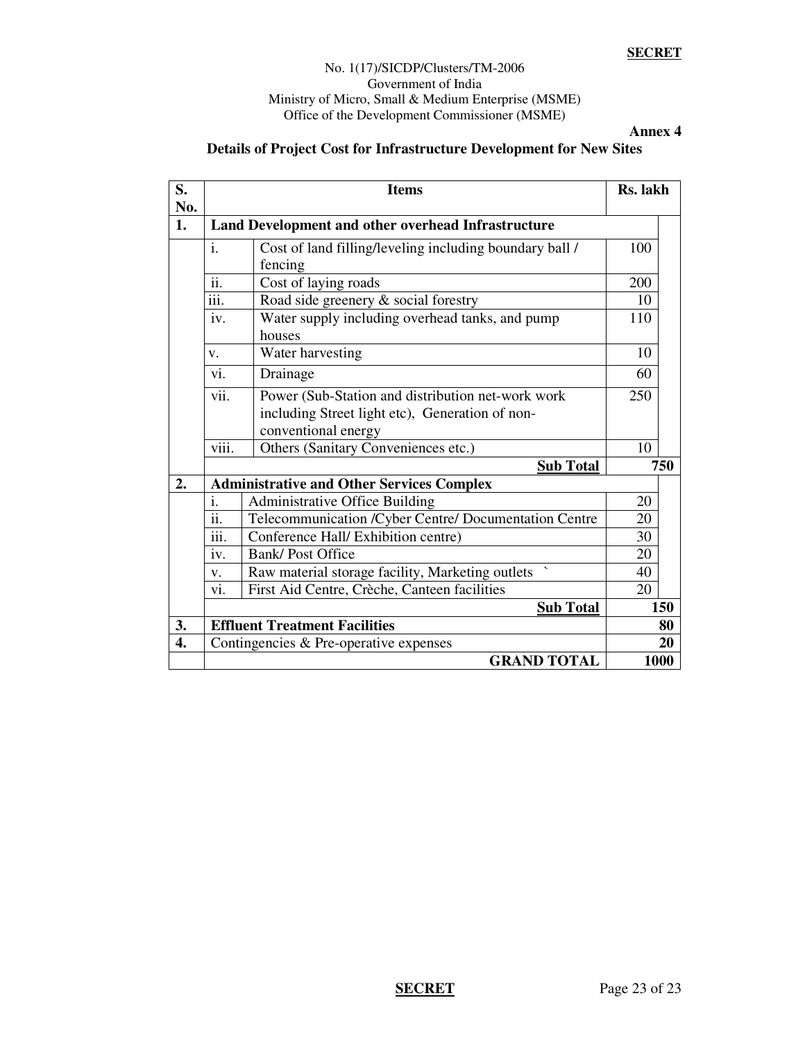**SECRET**

No. 1(17)/SICDP/Clusters/TM-2006
Government of India
Ministry of Micro, Small & Medium Enterprise (MSME)
Office of the Development Commissioner (MSME)

**Annex 4**

## Details of Project Cost for Infrastructure Development for New Sites

| S. No. | | Items | Rs. lakh | |
|---|---|---|---|---|
| **1.** | **Land Development and other overhead Infrastructure** | | | |
| | i. | Cost of land filling/leveling including boundary ball / fencing | 100 | |
| | ii. | Cost of laying roads | 200 | |
| | iii. | Road side greenery & social forestry | 10 | |
| | iv. | Water supply including overhead tanks, and pump houses | 110 | |
| | v. | Water harvesting | 10 | |
| | vi. | Drainage | 60 | |
| | vii. | Power (Sub-Station and distribution net-work work including Street light etc), Generation of non-conventional energy | 250 | |
| | viii. | Others (Sanitary Conveniences etc.) | 10 | |
| | | **Sub Total** | | **750** |
| **2.** | **Administrative and Other Services Complex** | | | |
| | i. | Administrative Office Building | 20 | |
| | ii. | Telecommunication /Cyber Centre/ Documentation Centre | 20 | |
| | iii. | Conference Hall/ Exhibition centre) | 30 | |
| | iv. | Bank/ Post Office | 20 | |
| | v. | Raw material storage facility, Marketing outlets ` | 40 | |
| | vi. | First Aid Centre, Crèche, Canteen facilities | 20 | |
| | | **Sub Total** | | **150** |
| **3.** | **Effluent Treatment Facilities** | | | **80** |
| **4.** | Contingencies & Pre-operative expenses | | | **20** |
| | | **GRAND TOTAL** | | **1000** |

**SECRET**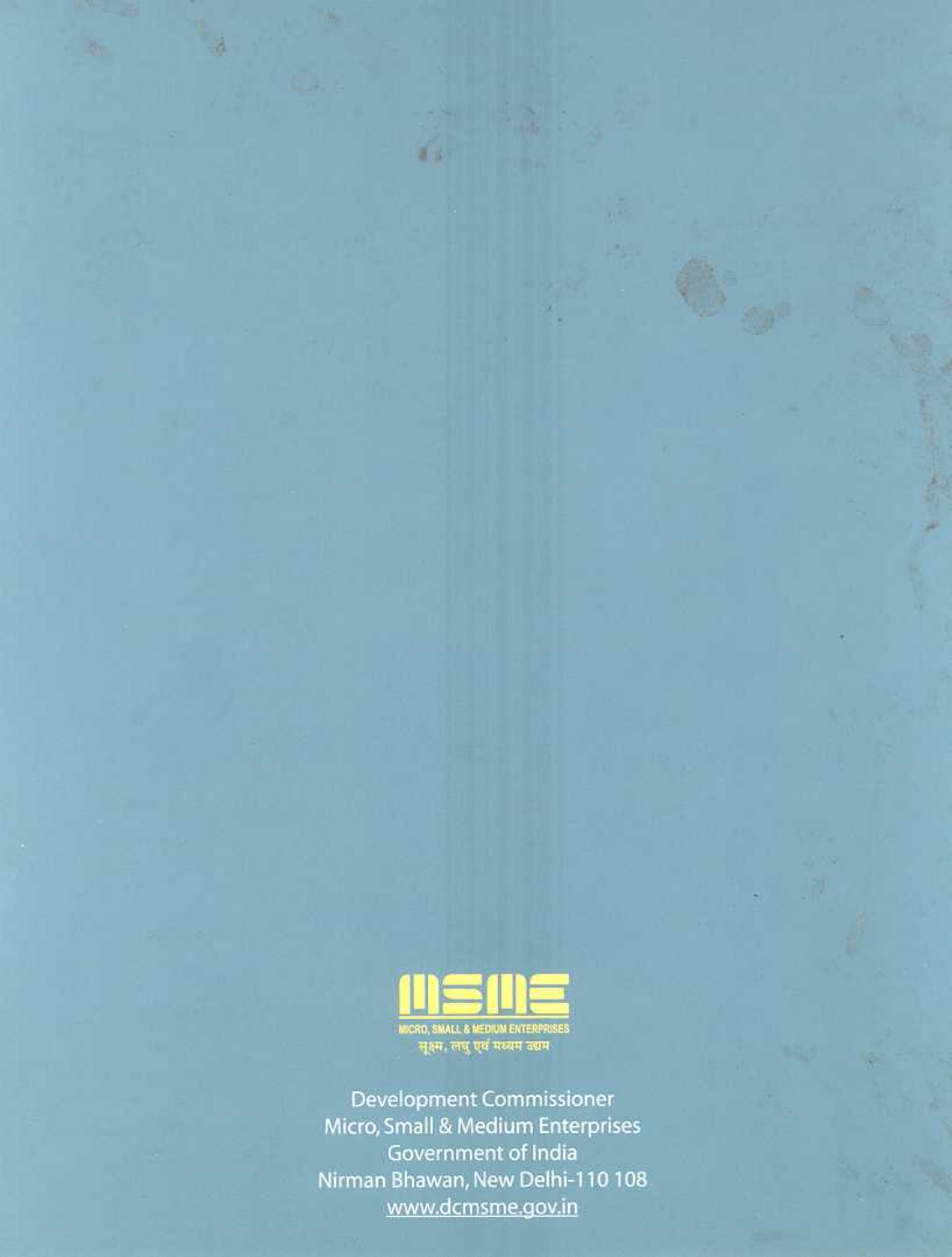MSME

MICRO, SMALL & MEDIUM ENTERPRISES

सूक्ष्म, लघु एवं मध्यम उद्यम

Development Commissioner
Micro, Small & Medium Enterprises
Government of India
Nirman Bhawan, New Delhi-110 108
www.dcmsme.gov.in